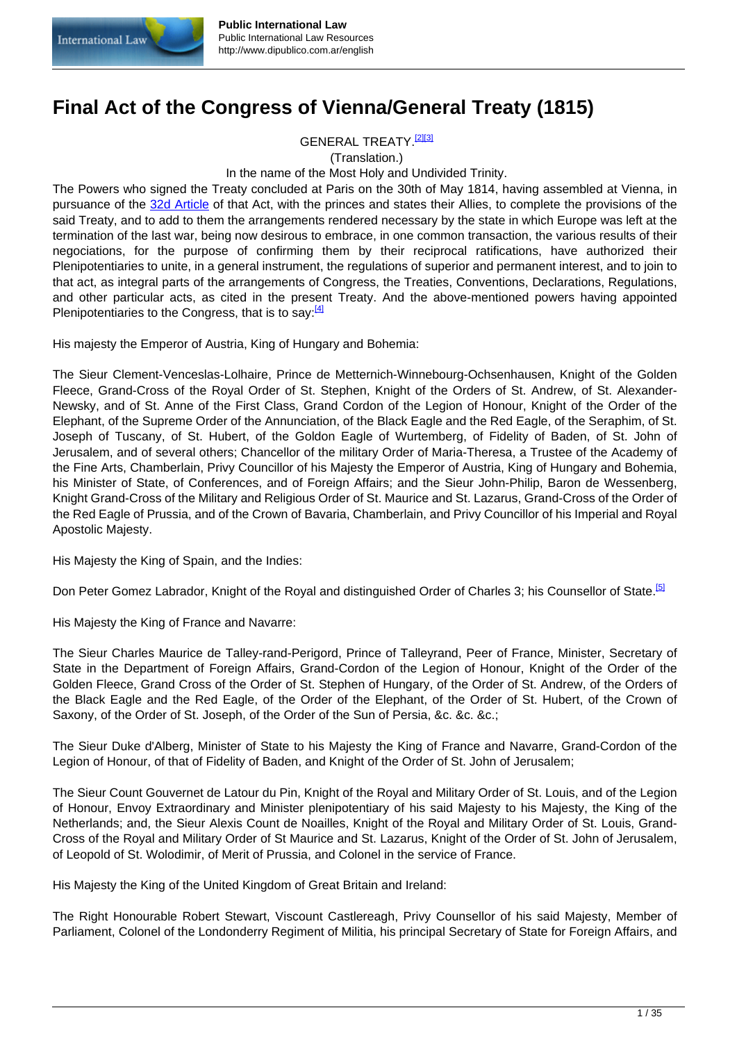# Final Act of the Congress of Vienna/General Treaty (1815)

GENERAL TREATY.[2][3]

(Translation.)

In the name of the Most Holy and Undivided Trinity.

The Powers who signed the Treaty concluded at Paris on the 30th of May 1814, having assembled at Vienna, in pursuance of the 32d Article of that Act, with the princes and states their Allies, to complete the provisions of the said Treaty, and to add to them the arrangements rendered necessary by the state in which Europe was left at the termination of the last war, being now desirous to embrace, in one common transaction, the various results of their negociations, for the purpose of confirming them by their reciprocal ratifications, have authorized their Plenipotentiaries to unite, in a general instrument, the regulations of superior and permanent interest, and to join to that act, as integral parts of the arrangements of Congress, the Treaties, Conventions, Declarations, Regulations, and other particular acts, as cited in the present Treaty. And the above-mentioned powers having appointed Plenipotentiaries to the Congress, that is to say:[4]

His majesty the Emperor of Austria, King of Hungary and Bohemia:

The Sieur Clement-Venceslas-Lolhaire, Prince de Metternich-Winnebourg-Ochsenhausen, Knight of the Golden Fleece, Grand-Cross of the Royal Order of St. Stephen, Knight of the Orders of St. Andrew, of St. Alexander-Newsky, and of St. Anne of the First Class, Grand Cordon of the Legion of Honour, Knight of the Order of the Elephant, of the Supreme Order of the Annunciation, of the Black Eagle and the Red Eagle, of the Seraphim, of St. Joseph of Tuscany, of St. Hubert, of the Goldon Eagle of Wurtemberg, of Fidelity of Baden, of St. John of Jerusalem, and of several others; Chancellor of the military Order of Maria-Theresa, a Trustee of the Academy of the Fine Arts, Chamberlain, Privy Councillor of his Majesty the Emperor of Austria, King of Hungary and Bohemia, his Minister of State, of Conferences, and of Foreign Affairs; and the Sieur John-Philip, Baron de Wessenberg, Knight Grand-Cross of the Military and Religious Order of St. Maurice and St. Lazarus, Grand-Cross of the Order of the Red Eagle of Prussia, and of the Crown of Bavaria, Chamberlain, and Privy Councillor of his Imperial and Royal Apostolic Majesty.

His Majesty the King of Spain, and the Indies:

Don Peter Gomez Labrador, Knight of the Royal and distinguished Order of Charles 3; his Counsellor of State.[5]

His Majesty the King of France and Navarre:

The Sieur Charles Maurice de Talley-rand-Perigord, Prince of Talleyrand, Peer of France, Minister, Secretary of State in the Department of Foreign Affairs, Grand-Cordon of the Legion of Honour, Knight of the Order of the Golden Fleece, Grand Cross of the Order of St. Stephen of Hungary, of the Order of St. Andrew, of the Orders of the Black Eagle and the Red Eagle, of the Order of the Elephant, of the Order of St. Hubert, of the Crown of Saxony, of the Order of St. Joseph, of the Order of the Sun of Persia, &c. &c. &c.;

The Sieur Duke d'Alberg, Minister of State to his Majesty the King of France and Navarre, Grand-Cordon of the Legion of Honour, of that of Fidelity of Baden, and Knight of the Order of St. John of Jerusalem;

The Sieur Count Gouvernet de Latour du Pin, Knight of the Royal and Military Order of St. Louis, and of the Legion of Honour, Envoy Extraordinary and Minister plenipotentiary of his said Majesty to his Majesty, the King of the Netherlands; and, the Sieur Alexis Count de Noailles, Knight of the Royal and Military Order of St. Louis, Grand-Cross of the Royal and Military Order of St Maurice and St. Lazarus, Knight of the Order of St. John of Jerusalem, of Leopold of St. Wolodimir, of Merit of Prussia, and Colonel in the service of France.

His Majesty the King of the United Kingdom of Great Britain and Ireland:

The Right Honourable Robert Stewart, Viscount Castlereagh, Privy Counsellor of his said Majesty, Member of Parliament, Colonel of the Londonderry Regiment of Militia, his principal Secretary of State for Foreign Affairs, and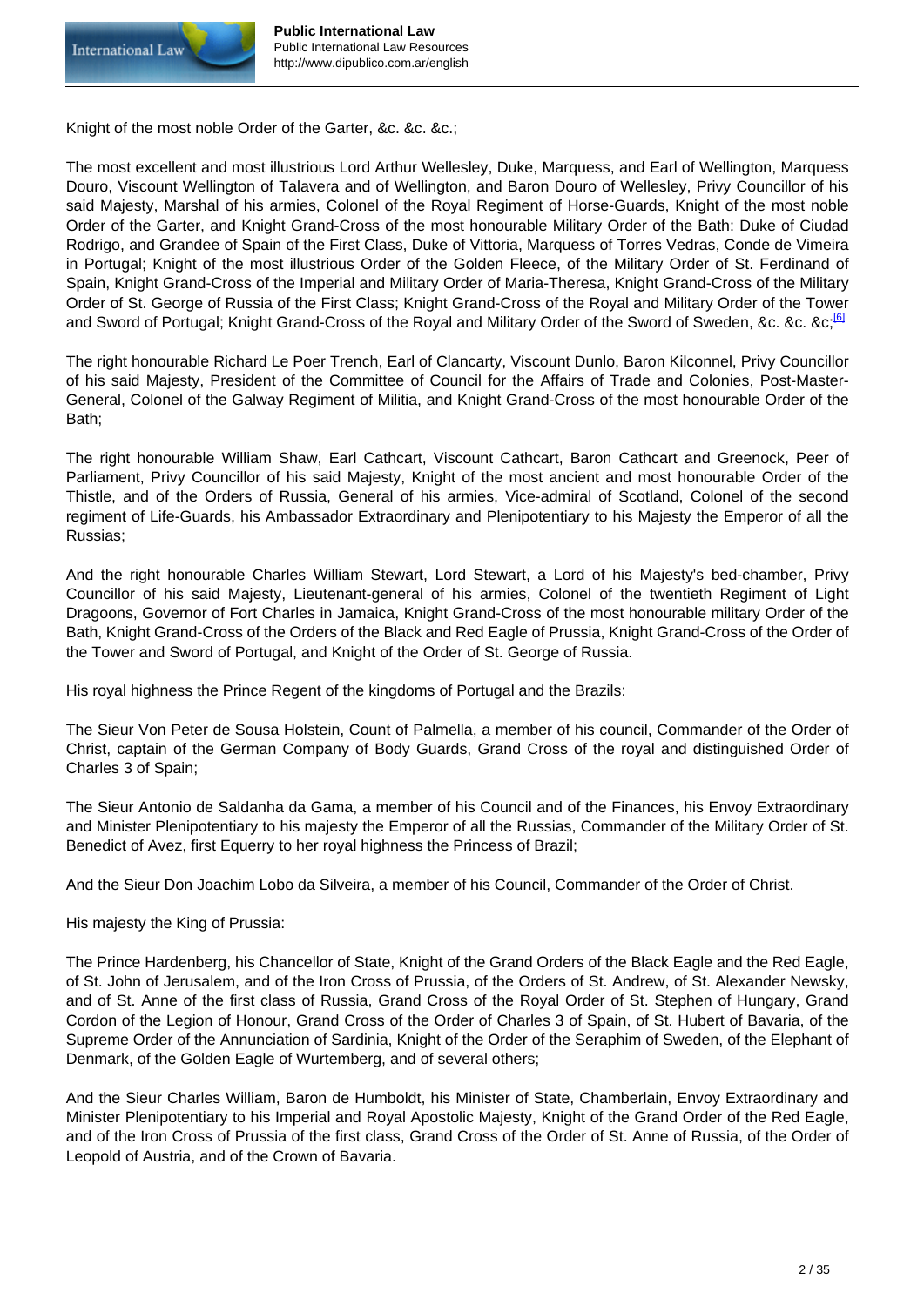Knight of the most noble Order of the Garter, &c. &c. &c.;

The most excellent and most illustrious Lord Arthur Wellesley, Duke, Marquess, and Earl of Wellington, Marquess Douro, Viscount Wellington of Talavera and of Wellington, and Baron Douro of Wellesley, Privy Councillor of his said Majesty, Marshal of his armies, Colonel of the Royal Regiment of Horse-Guards, Knight of the most noble Order of the Garter, and Knight Grand-Cross of the most honourable Military Order of the Bath: Duke of Ciudad Rodrigo, and Grandee of Spain of the First Class, Duke of Vittoria, Marquess of Torres Vedras, Conde de Vimeira in Portugal; Knight of the most illustrious Order of the Golden Fleece, of the Military Order of St. Ferdinand of Spain, Knight Grand-Cross of the Imperial and Military Order of Maria-Theresa, Knight Grand-Cross of the Military Order of St. George of Russia of the First Class; Knight Grand-Cross of the Royal and Military Order of the Tower and Sword of Portugal; Knight Grand-Cross of the Royal and Military Order of the Sword of Sweden, &c. &c. &c;[6]

The right honourable Richard Le Poer Trench, Earl of Clancarty, Viscount Dunlo, Baron Kilconnel, Privy Councillor of his said Majesty, President of the Committee of Council for the Affairs of Trade and Colonies, Post-Master-General, Colonel of the Galway Regiment of Militia, and Knight Grand-Cross of the most honourable Order of the Bath;

The right honourable William Shaw, Earl Cathcart, Viscount Cathcart, Baron Cathcart and Greenock, Peer of Parliament, Privy Councillor of his said Majesty, Knight of the most ancient and most honourable Order of the Thistle, and of the Orders of Russia, General of his armies, Vice-admiral of Scotland, Colonel of the second regiment of Life-Guards, his Ambassador Extraordinary and Plenipotentiary to his Majesty the Emperor of all the Russias;

And the right honourable Charles William Stewart, Lord Stewart, a Lord of his Majesty's bed-chamber, Privy Councillor of his said Majesty, Lieutenant-general of his armies, Colonel of the twentieth Regiment of Light Dragoons, Governor of Fort Charles in Jamaica, Knight Grand-Cross of the most honourable military Order of the Bath, Knight Grand-Cross of the Orders of the Black and Red Eagle of Prussia, Knight Grand-Cross of the Order of the Tower and Sword of Portugal, and Knight of the Order of St. George of Russia.

His royal highness the Prince Regent of the kingdoms of Portugal and the Brazils:

The Sieur Von Peter de Sousa Holstein, Count of Palmella, a member of his council, Commander of the Order of Christ, captain of the German Company of Body Guards, Grand Cross of the royal and distinguished Order of Charles 3 of Spain;

The Sieur Antonio de Saldanha da Gama, a member of his Council and of the Finances, his Envoy Extraordinary and Minister Plenipotentiary to his majesty the Emperor of all the Russias, Commander of the Military Order of St. Benedict of Avez, first Equerry to her royal highness the Princess of Brazil;

And the Sieur Don Joachim Lobo da Silveira, a member of his Council, Commander of the Order of Christ.

His majesty the King of Prussia:

The Prince Hardenberg, his Chancellor of State, Knight of the Grand Orders of the Black Eagle and the Red Eagle, of St. John of Jerusalem, and of the Iron Cross of Prussia, of the Orders of St. Andrew, of St. Alexander Newsky, and of St. Anne of the first class of Russia, Grand Cross of the Royal Order of St. Stephen of Hungary, Grand Cordon of the Legion of Honour, Grand Cross of the Order of Charles 3 of Spain, of St. Hubert of Bavaria, of the Supreme Order of the Annunciation of Sardinia, Knight of the Order of the Seraphim of Sweden, of the Elephant of Denmark, of the Golden Eagle of Wurtemberg, and of several others;

And the Sieur Charles William, Baron de Humboldt, his Minister of State, Chamberlain, Envoy Extraordinary and Minister Plenipotentiary to his Imperial and Royal Apostolic Majesty, Knight of the Grand Order of the Red Eagle, and of the Iron Cross of Prussia of the first class, Grand Cross of the Order of St. Anne of Russia, of the Order of Leopold of Austria, and of the Crown of Bavaria.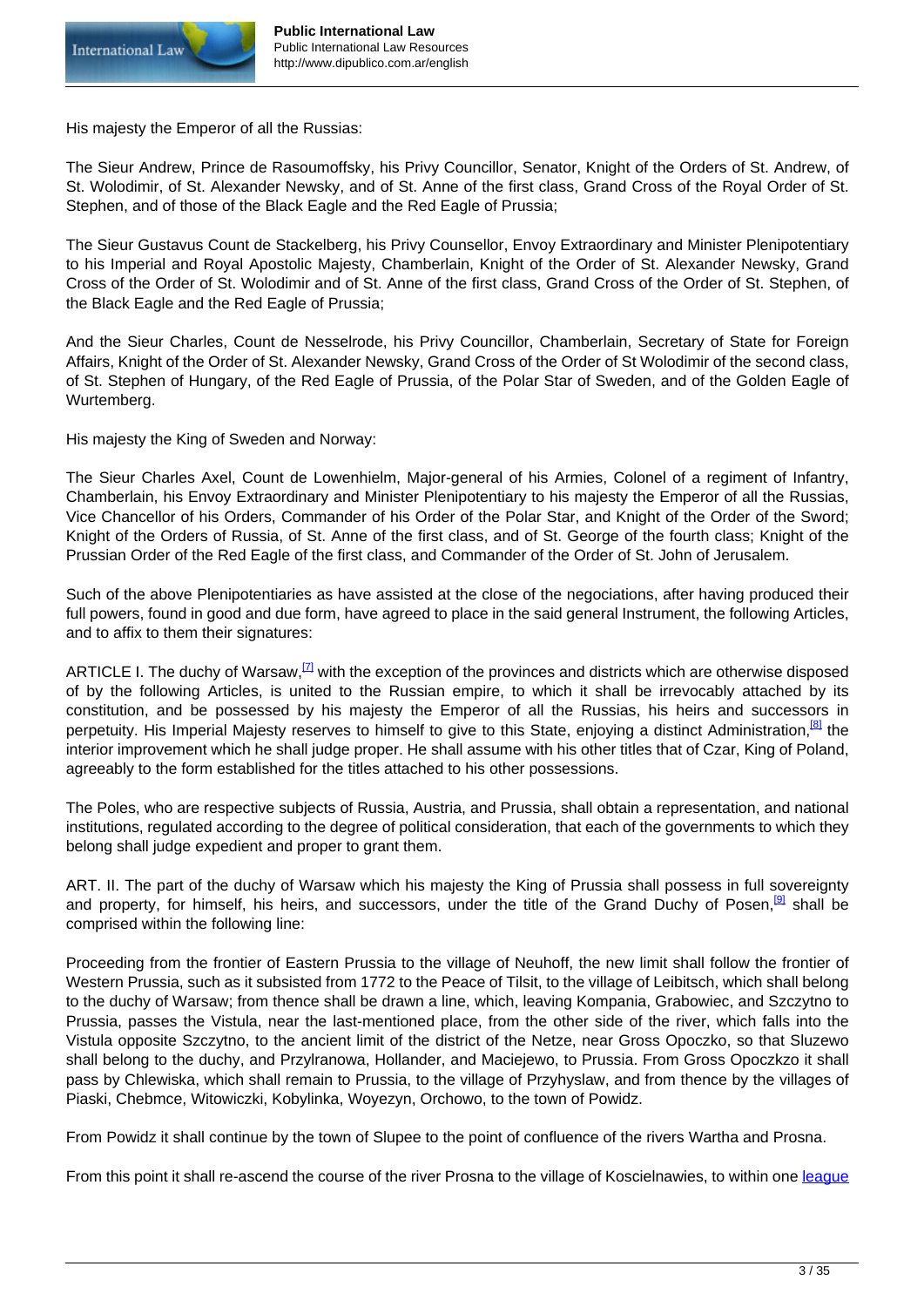His majesty the Emperor of all the Russias:

The Sieur Andrew, Prince de Rasoumoffsky, his Privy Councillor, Senator, Knight of the Orders of St. Andrew, of St. Wolodimir, of St. Alexander Newsky, and of St. Anne of the first class, Grand Cross of the Royal Order of St. Stephen, and of those of the Black Eagle and the Red Eagle of Prussia;

The Sieur Gustavus Count de Stackelberg, his Privy Counsellor, Envoy Extraordinary and Minister Plenipotentiary to his Imperial and Royal Apostolic Majesty, Chamberlain, Knight of the Order of St. Alexander Newsky, Grand Cross of the Order of St. Wolodimir and of St. Anne of the first class, Grand Cross of the Order of St. Stephen, of the Black Eagle and the Red Eagle of Prussia;

And the Sieur Charles, Count de Nesselrode, his Privy Councillor, Chamberlain, Secretary of State for Foreign Affairs, Knight of the Order of St. Alexander Newsky, Grand Cross of the Order of St Wolodimir of the second class, of St. Stephen of Hungary, of the Red Eagle of Prussia, of the Polar Star of Sweden, and of the Golden Eagle of Wurtemberg.

His majesty the King of Sweden and Norway:

The Sieur Charles Axel, Count de Lowenhielm, Major-general of his Armies, Colonel of a regiment of Infantry, Chamberlain, his Envoy Extraordinary and Minister Plenipotentiary to his majesty the Emperor of all the Russias, Vice Chancellor of his Orders, Commander of his Order of the Polar Star, and Knight of the Order of the Sword; Knight of the Orders of Russia, of St. Anne of the first class, and of St. George of the fourth class; Knight of the Prussian Order of the Red Eagle of the first class, and Commander of the Order of St. John of Jerusalem.

Such of the above Plenipotentiaries as have assisted at the close of the negociations, after having produced their full powers, found in good and due form, have agreed to place in the said general Instrument, the following Articles, and to affix to them their signatures:

ARTICLE I. The duchy of Warsaw,[7] with the exception of the provinces and districts which are otherwise disposed of by the following Articles, is united to the Russian empire, to which it shall be irrevocably attached by its constitution, and be possessed by his majesty the Emperor of all the Russias, his heirs and successors in perpetuity. His Imperial Majesty reserves to himself to give to this State, enjoying a distinct Administration,[8] the interior improvement which he shall judge proper. He shall assume with his other titles that of Czar, King of Poland, agreeably to the form established for the titles attached to his other possessions.

The Poles, who are respective subjects of Russia, Austria, and Prussia, shall obtain a representation, and national institutions, regulated according to the degree of political consideration, that each of the governments to which they belong shall judge expedient and proper to grant them.

ART. II. The part of the duchy of Warsaw which his majesty the King of Prussia shall possess in full sovereignty and property, for himself, his heirs, and successors, under the title of the Grand Duchy of Posen,[9] shall be comprised within the following line:

Proceeding from the frontier of Eastern Prussia to the village of Neuhoff, the new limit shall follow the frontier of Western Prussia, such as it subsisted from 1772 to the Peace of Tilsit, to the village of Leibitsch, which shall belong to the duchy of Warsaw; from thence shall be drawn a line, which, leaving Kompania, Grabowiec, and Szczytno to Prussia, passes the Vistula, near the last-mentioned place, from the other side of the river, which falls into the Vistula opposite Szczytno, to the ancient limit of the district of the Netze, near Gross Opoczko, so that Sluzewo shall belong to the duchy, and Przylranowa, Hollander, and Maciejewo, to Prussia. From Gross Opoczkzo it shall pass by Chlewiska, which shall remain to Prussia, to the village of Przyhyslaw, and from thence by the villages of Piaski, Chebmce, Witowiczki, Kobylinka, Woyezyn, Orchowo, to the town of Powidz.

From Powidz it shall continue by the town of Slupee to the point of confluence of the rivers Wartha and Prosna.

From this point it shall re-ascend the course of the river Prosna to the village of Koscielnawies, to within one league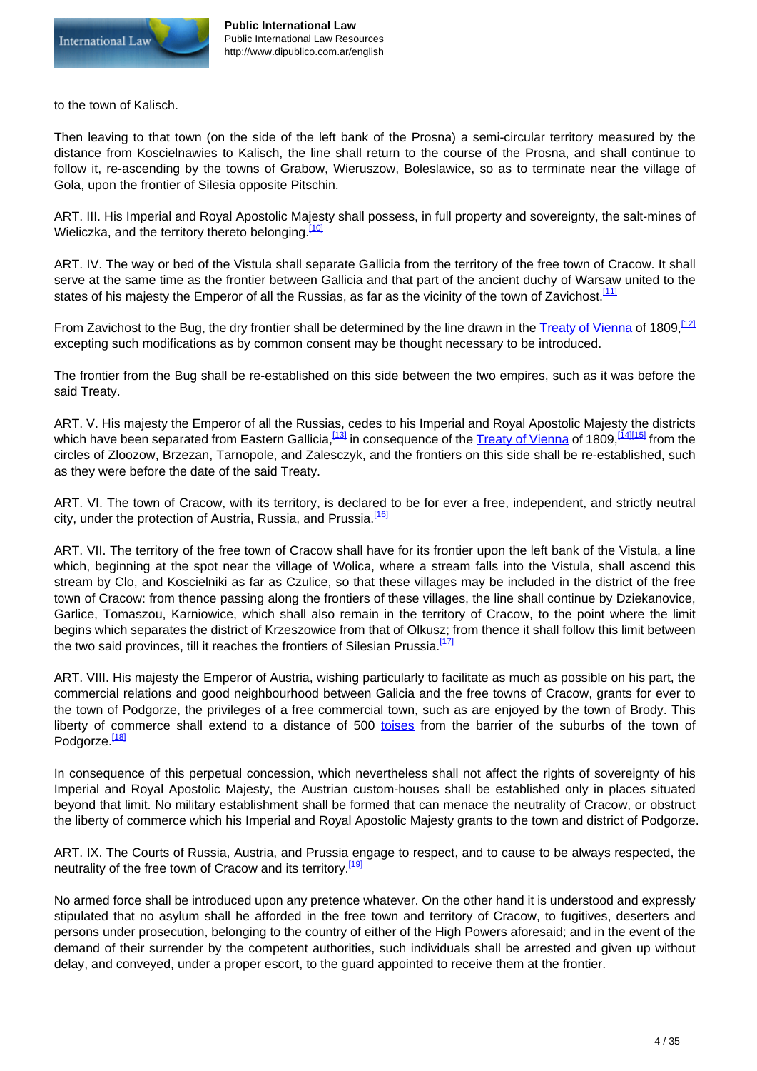to the town of Kalisch.

Then leaving to that town (on the side of the left bank of the Prosna) a semi-circular territory measured by the distance from Koscielnawies to Kalisch, the line shall return to the course of the Prosna, and shall continue to follow it, re-ascending by the towns of Grabow, Wieruszow, Boleslawice, so as to terminate near the village of Gola, upon the frontier of Silesia opposite Pitschin.

ART. III. His Imperial and Royal Apostolic Majesty shall possess, in full property and sovereignty, the salt-mines of Wieliczka, and the territory thereto belonging.[10]

ART. IV. The way or bed of the Vistula shall separate Gallicia from the territory of the free town of Cracow. It shall serve at the same time as the frontier between Gallicia and that part of the ancient duchy of Warsaw united to the states of his majesty the Emperor of all the Russias, as far as the vicinity of the town of Zavichost.[11]

From Zavichost to the Bug, the dry frontier shall be determined by the line drawn in the Treaty of Vienna of 1809,[12] excepting such modifications as by common consent may be thought necessary to be introduced.

The frontier from the Bug shall be re-established on this side between the two empires, such as it was before the said Treaty.

ART. V. His majesty the Emperor of all the Russias, cedes to his Imperial and Royal Apostolic Majesty the districts which have been separated from Eastern Gallicia,[13] in consequence of the Treaty of Vienna of 1809,[14][15] from the circles of Zloozow, Brzezan, Tarnopole, and Zalesczyk, and the frontiers on this side shall be re-established, such as they were before the date of the said Treaty.

ART. VI. The town of Cracow, with its territory, is declared to be for ever a free, independent, and strictly neutral city, under the protection of Austria, Russia, and Prussia.[16]

ART. VII. The territory of the free town of Cracow shall have for its frontier upon the left bank of the Vistula, a line which, beginning at the spot near the village of Wolica, where a stream falls into the Vistula, shall ascend this stream by Clo, and Koscielniki as far as Czulice, so that these villages may be included in the district of the free town of Cracow: from thence passing along the frontiers of these villages, the line shall continue by Dziekanovice, Garlice, Tomaszou, Karniowice, which shall also remain in the territory of Cracow, to the point where the limit begins which separates the district of Krzeszowice from that of Olkusz; from thence it shall follow this limit between the two said provinces, till it reaches the frontiers of Silesian Prussia.[17]

ART. VIII. His majesty the Emperor of Austria, wishing particularly to facilitate as much as possible on his part, the commercial relations and good neighbourhood between Galicia and the free towns of Cracow, grants for ever to the town of Podgorze, the privileges of a free commercial town, such as are enjoyed by the town of Brody. This liberty of commerce shall extend to a distance of 500 toises from the barrier of the suburbs of the town of Podgorze.[18]

In consequence of this perpetual concession, which nevertheless shall not affect the rights of sovereignty of his Imperial and Royal Apostolic Majesty, the Austrian custom-houses shall be established only in places situated beyond that limit. No military establishment shall be formed that can menace the neutrality of Cracow, or obstruct the liberty of commerce which his Imperial and Royal Apostolic Majesty grants to the town and district of Podgorze.

ART. IX. The Courts of Russia, Austria, and Prussia engage to respect, and to cause to be always respected, the neutrality of the free town of Cracow and its territory.[19]

No armed force shall be introduced upon any pretence whatever. On the other hand it is understood and expressly stipulated that no asylum shall he afforded in the free town and territory of Cracow, to fugitives, deserters and persons under prosecution, belonging to the country of either of the High Powers aforesaid; and in the event of the demand of their surrender by the competent authorities, such individuals shall be arrested and given up without delay, and conveyed, under a proper escort, to the guard appointed to receive them at the frontier.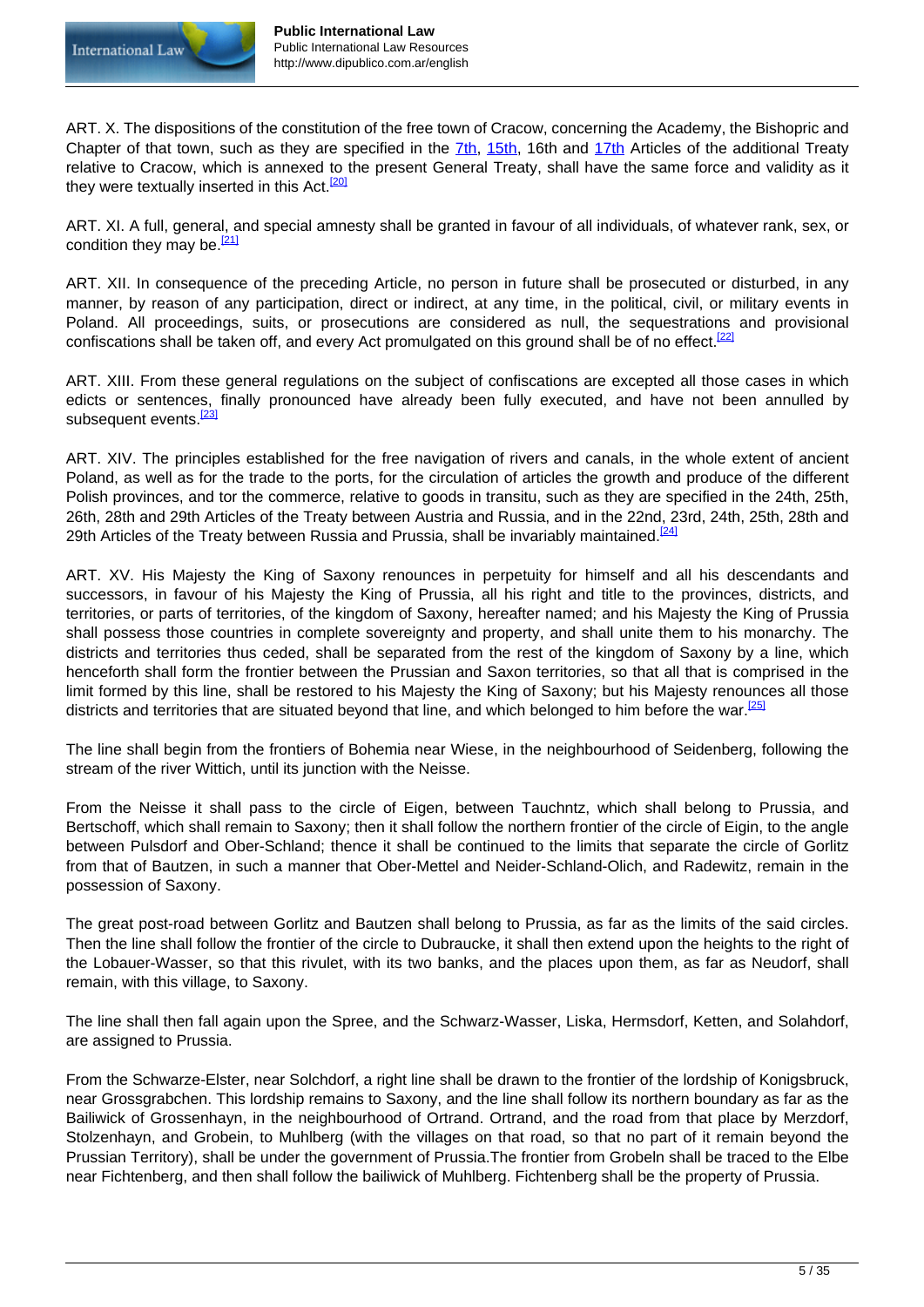ART. X. The dispositions of the constitution of the free town of Cracow, concerning the Academy, the Bishopric and Chapter of that town, such as they are specified in the 7th, 15th, 16th and 17th Articles of the additional Treaty relative to Cracow, which is annexed to the present General Treaty, shall have the same force and validity as it they were textually inserted in this Act.[20]

ART. XI. A full, general, and special amnesty shall be granted in favour of all individuals, of whatever rank, sex, or condition they may be.[21]

ART. XII. In consequence of the preceding Article, no person in future shall be prosecuted or disturbed, in any manner, by reason of any participation, direct or indirect, at any time, in the political, civil, or military events in Poland. All proceedings, suits, or prosecutions are considered as null, the sequestrations and provisional confiscations shall be taken off, and every Act promulgated on this ground shall be of no effect.[22]

ART. XIII. From these general regulations on the subject of confiscations are excepted all those cases in which edicts or sentences, finally pronounced have already been fully executed, and have not been annulled by subsequent events.[23]

ART. XIV. The principles established for the free navigation of rivers and canals, in the whole extent of ancient Poland, as well as for the trade to the ports, for the circulation of articles the growth and produce of the different Polish provinces, and tor the commerce, relative to goods in transitu, such as they are specified in the 24th, 25th, 26th, 28th and 29th Articles of the Treaty between Austria and Russia, and in the 22nd, 23rd, 24th, 25th, 28th and 29th Articles of the Treaty between Russia and Prussia, shall be invariably maintained.[24]

ART. XV. His Majesty the King of Saxony renounces in perpetuity for himself and all his descendants and successors, in favour of his Majesty the King of Prussia, all his right and title to the provinces, districts, and territories, or parts of territories, of the kingdom of Saxony, hereafter named; and his Majesty the King of Prussia shall possess those countries in complete sovereignty and property, and shall unite them to his monarchy. The districts and territories thus ceded, shall be separated from the rest of the kingdom of Saxony by a line, which henceforth shall form the frontier between the Prussian and Saxon territories, so that all that is comprised in the limit formed by this line, shall be restored to his Majesty the King of Saxony; but his Majesty renounces all those districts and territories that are situated beyond that line, and which belonged to him before the war.[25]

The line shall begin from the frontiers of Bohemia near Wiese, in the neighbourhood of Seidenberg, following the stream of the river Wittich, until its junction with the Neisse.

From the Neisse it shall pass to the circle of Eigen, between Tauchntz, which shall belong to Prussia, and Bertschoff, which shall remain to Saxony; then it shall follow the northern frontier of the circle of Eigin, to the angle between Pulsdorf and Ober-Schland; thence it shall be continued to the limits that separate the circle of Gorlitz from that of Bautzen, in such a manner that Ober-Mettel and Neider-Schland-Olich, and Radewitz, remain in the possession of Saxony.

The great post-road between Gorlitz and Bautzen shall belong to Prussia, as far as the limits of the said circles. Then the line shall follow the frontier of the circle to Dubraucke, it shall then extend upon the heights to the right of the Lobauer-Wasser, so that this rivulet, with its two banks, and the places upon them, as far as Neudorf, shall remain, with this village, to Saxony.

The line shall then fall again upon the Spree, and the Schwarz-Wasser, Liska, Hermsdorf, Ketten, and Solahdorf, are assigned to Prussia.

From the Schwarze-Elster, near Solchdorf, a right line shall be drawn to the frontier of the lordship of Konigsbruck, near Grossgrabchen. This lordship remains to Saxony, and the line shall follow its northern boundary as far as the Bailiwick of Grossenhayn, in the neighbourhood of Ortrand. Ortrand, and the road from that place by Merzdorf, Stolzenhayn, and Grobein, to Muhlberg (with the villages on that road, so that no part of it remain beyond the Prussian Territory), shall be under the government of Prussia.The frontier from Grobeln shall be traced to the Elbe near Fichtenberg, and then shall follow the bailiwick of Muhlberg. Fichtenberg shall be the property of Prussia.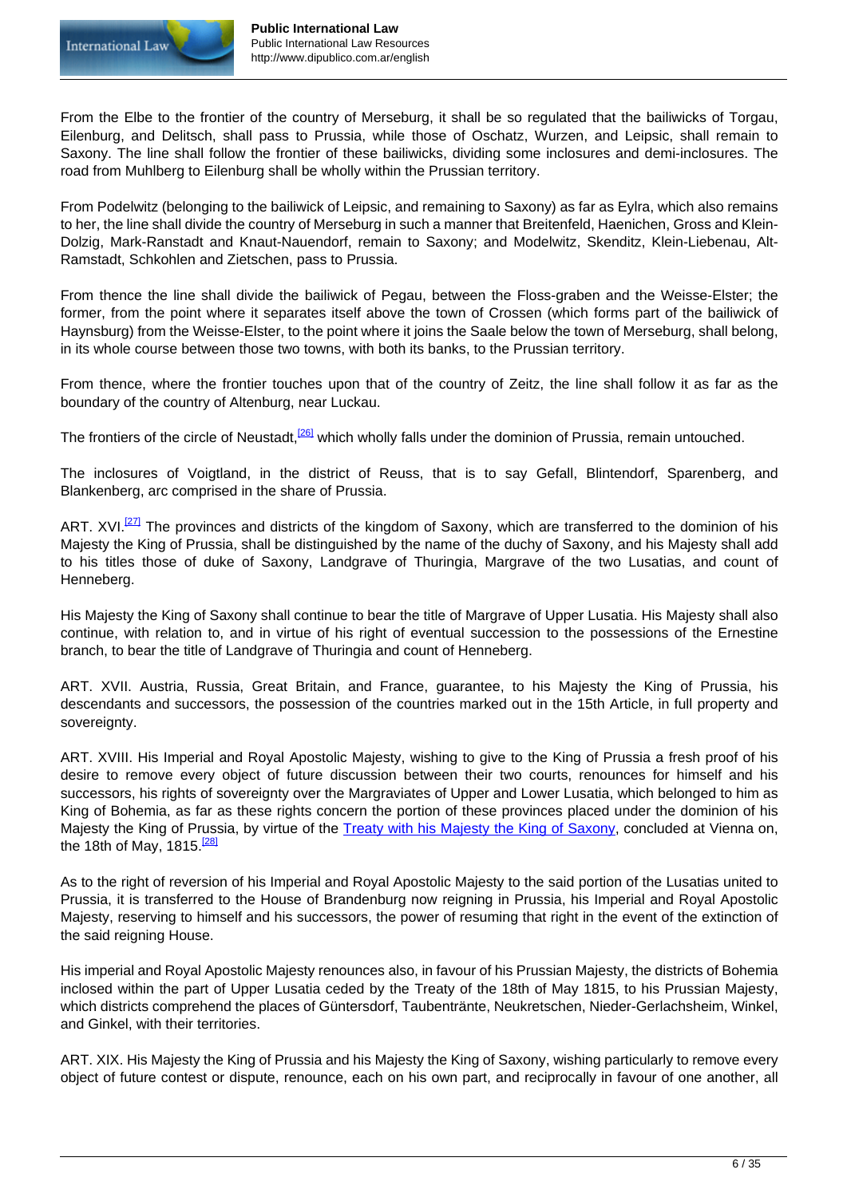From the Elbe to the frontier of the country of Merseburg, it shall be so regulated that the bailiwicks of Torgau, Eilenburg, and Delitsch, shall pass to Prussia, while those of Oschatz, Wurzen, and Leipsic, shall remain to Saxony. The line shall follow the frontier of these bailiwicks, dividing some inclosures and demi-inclosures. The road from Muhlberg to Eilenburg shall be wholly within the Prussian territory.

From Podelwitz (belonging to the bailiwick of Leipsic, and remaining to Saxony) as far as Eylra, which also remains to her, the line shall divide the country of Merseburg in such a manner that Breitenfeld, Haenichen, Gross and Klein-Dolzig, Mark-Ranstadt and Knaut-Nauendorf, remain to Saxony; and Modelwitz, Skenditz, Klein-Liebenau, Alt-Ramstadt, Schkohlen and Zietschen, pass to Prussia.

From thence the line shall divide the bailiwick of Pegau, between the Floss-graben and the Weisse-Elster; the former, from the point where it separates itself above the town of Crossen (which forms part of the bailiwick of Haynsburg) from the Weisse-Elster, to the point where it joins the Saale below the town of Merseburg, shall belong, in its whole course between those two towns, with both its banks, to the Prussian territory.

From thence, where the frontier touches upon that of the country of Zeitz, the line shall follow it as far as the boundary of the country of Altenburg, near Luckau.

The frontiers of the circle of Neustadt,[26] which wholly falls under the dominion of Prussia, remain untouched.

The inclosures of Voigtland, in the district of Reuss, that is to say Gefall, Blintendorf, Sparenberg, and Blankenberg, arc comprised in the share of Prussia.

ART. XVI.[27] The provinces and districts of the kingdom of Saxony, which are transferred to the dominion of his Majesty the King of Prussia, shall be distinguished by the name of the duchy of Saxony, and his Majesty shall add to his titles those of duke of Saxony, Landgrave of Thuringia, Margrave of the two Lusatias, and count of Henneberg.

His Majesty the King of Saxony shall continue to bear the title of Margrave of Upper Lusatia. His Majesty shall also continue, with relation to, and in virtue of his right of eventual succession to the possessions of the Ernestine branch, to bear the title of Landgrave of Thuringia and count of Henneberg.

ART. XVII. Austria, Russia, Great Britain, and France, guarantee, to his Majesty the King of Prussia, his descendants and successors, the possession of the countries marked out in the 15th Article, in full property and sovereignty.

ART. XVIII. His Imperial and Royal Apostolic Majesty, wishing to give to the King of Prussia a fresh proof of his desire to remove every object of future discussion between their two courts, renounces for himself and his successors, his rights of sovereignty over the Margraviates of Upper and Lower Lusatia, which belonged to him as King of Bohemia, as far as these rights concern the portion of these provinces placed under the dominion of his Majesty the King of Prussia, by virtue of the Treaty with his Majesty the King of Saxony, concluded at Vienna on, the 18th of May, 1815.[28]

As to the right of reversion of his Imperial and Royal Apostolic Majesty to the said portion of the Lusatias united to Prussia, it is transferred to the House of Brandenburg now reigning in Prussia, his Imperial and Royal Apostolic Majesty, reserving to himself and his successors, the power of resuming that right in the event of the extinction of the said reigning House.

His imperial and Royal Apostolic Majesty renounces also, in favour of his Prussian Majesty, the districts of Bohemia inclosed within the part of Upper Lusatia ceded by the Treaty of the 18th of May 1815, to his Prussian Majesty, which districts comprehend the places of Güntersdorf, Taubentränte, Neukretschen, Nieder-Gerlachsheim, Winkel, and Ginkel, with their territories.

ART. XIX. His Majesty the King of Prussia and his Majesty the King of Saxony, wishing particularly to remove every object of future contest or dispute, renounce, each on his own part, and reciprocally in favour of one another, all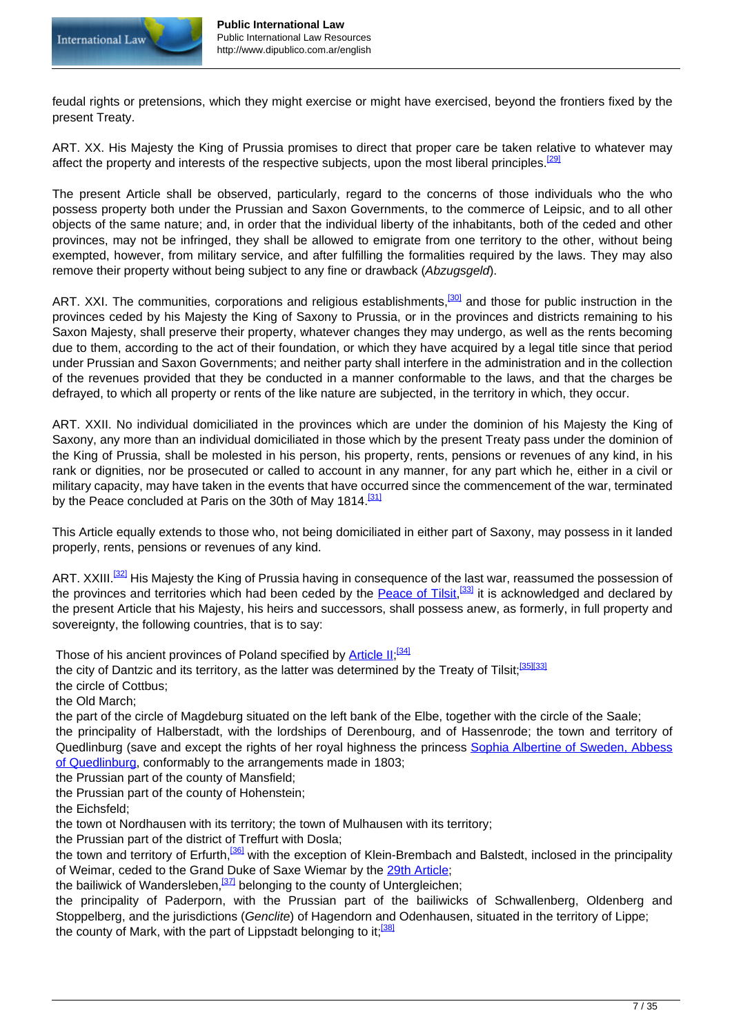feudal rights or pretensions, which they might exercise or might have exercised, beyond the frontiers fixed by the present Treaty.

ART. XX. His Majesty the King of Prussia promises to direct that proper care be taken relative to whatever may affect the property and interests of the respective subjects, upon the most liberal principles.[29]

The present Article shall be observed, particularly, regard to the concerns of those individuals who the who possess property both under the Prussian and Saxon Governments, to the commerce of Leipsic, and to all other objects of the same nature; and, in order that the individual liberty of the inhabitants, both of the ceded and other provinces, may not be infringed, they shall be allowed to emigrate from one territory to the other, without being exempted, however, from military service, and after fulfilling the formalities required by the laws. They may also remove their property without being subject to any fine or drawback (*Abzugsgeld*).

ART. XXI. The communities, corporations and religious establishments,[30] and those for public instruction in the provinces ceded by his Majesty the King of Saxony to Prussia, or in the provinces and districts remaining to his Saxon Majesty, shall preserve their property, whatever changes they may undergo, as well as the rents becoming due to them, according to the act of their foundation, or which they have acquired by a legal title since that period under Prussian and Saxon Governments; and neither party shall interfere in the administration and in the collection of the revenues provided that they be conducted in a manner conformable to the laws, and that the charges be defrayed, to which all property or rents of the like nature are subjected, in the territory in which, they occur.

ART. XXII. No individual domiciliated in the provinces which are under the dominion of his Majesty the King of Saxony, any more than an individual domiciliated in those which by the present Treaty pass under the dominion of the King of Prussia, shall be molested in his person, his property, rents, pensions or revenues of any kind, in his rank or dignities, nor be prosecuted or called to account in any manner, for any part which he, either in a civil or military capacity, may have taken in the events that have occurred since the commencement of the war, terminated by the Peace concluded at Paris on the 30th of May 1814.[31]

This Article equally extends to those who, not being domiciliated in either part of Saxony, may possess in it landed properly, rents, pensions or revenues of any kind.

ART. XXIII.[32] His Majesty the King of Prussia having in consequence of the last war, reassumed the possession of the provinces and territories which had been ceded by the Peace of Tilsit,[33] it is acknowledged and declared by the present Article that his Majesty, his heirs and successors, shall possess anew, as formerly, in full property and sovereignty, the following countries, that is to say:

Those of his ancient provinces of Poland specified by Article II;[34]
the city of Dantzic and its territory, as the latter was determined by the Treaty of Tilsit;[35][33]
the circle of Cottbus;
the Old March;
the part of the circle of Magdeburg situated on the left bank of the Elbe, together with the circle of the Saale;
the principality of Halberstadt, with the lordships of Derenbourg, and of Hassenrode; the town and territory of Quedlinburg (save and except the rights of her royal highness the princess Sophia Albertine of Sweden, Abbess of Quedlinburg, conformably to the arrangements made in 1803;
the Prussian part of the county of Mansfield;
the Prussian part of the county of Hohenstein;
the Eichsfeld;
the town ot Nordhausen with its territory; the town of Mulhausen with its territory;
the Prussian part of the district of Treffurt with Dosla;
the town and territory of Erfurth,[36] with the exception of Klein-Brembach and Balstedt, inclosed in the principality of Weimar, ceded to the Grand Duke of Saxe Wiemar by the 29th Article;
the bailiwick of Wandersleben,[37] belonging to the county of Untergleichen;
the principality of Paderporn, with the Prussian part of the bailiwicks of Schwallenberg, Oldenberg and Stoppelberg, and the jurisdictions (*Genclite*) of Hagendorn and Odenhausen, situated in the territory of Lippe;
the county of Mark, with the part of Lippstadt belonging to it;[38]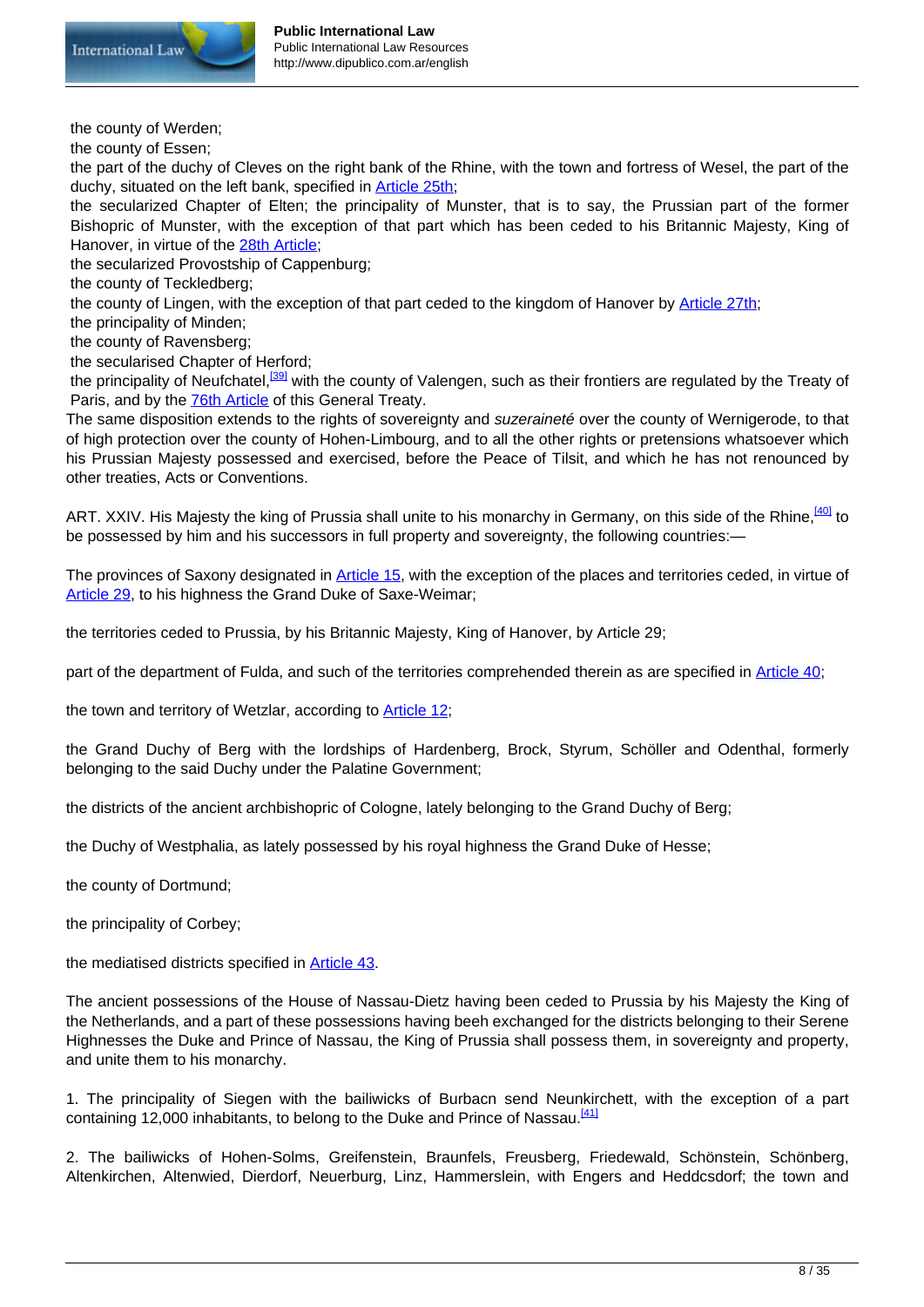the county of Werden;
the county of Essen;
the part of the duchy of Cleves on the right bank of the Rhine, with the town and fortress of Wesel, the part of the duchy, situated on the left bank, specified in Article 25th;
the secularized Chapter of Elten; the principality of Munster, that is to say, the Prussian part of the former Bishopric of Munster, with the exception of that part which has been ceded to his Britannic Majesty, King of Hanover, in virtue of the 28th Article;
the secularized Provostship of Cappenburg;
the county of Teckledberg;
the county of Lingen, with the exception of that part ceded to the kingdom of Hanover by Article 27th;
the principality of Minden;
the county of Ravensberg;
the secularised Chapter of Herford;
the principality of Neufchatel,[39] with the county of Valengen, such as their frontiers are regulated by the Treaty of Paris, and by the 76th Article of this General Treaty.
The same disposition extends to the rights of sovereignty and *suzeraineté* over the county of Wernigerode, to that of high protection over the county of Hohen-Limbourg, and to all the other rights or pretensions whatsoever which his Prussian Majesty possessed and exercised, before the Peace of Tilsit, and which he has not renounced by other treaties, Acts or Conventions.

ART. XXIV. His Majesty the king of Prussia shall unite to his monarchy in Germany, on this side of the Rhine,[40] to be possessed by him and his successors in full property and sovereignty, the following countries:—

The provinces of Saxony designated in Article 15, with the exception of the places and territories ceded, in virtue of Article 29, to his highness the Grand Duke of Saxe-Weimar;

the territories ceded to Prussia, by his Britannic Majesty, King of Hanover, by Article 29;

part of the department of Fulda, and such of the territories comprehended therein as are specified in Article 40;

the town and territory of Wetzlar, according to Article 12;

the Grand Duchy of Berg with the lordships of Hardenberg, Brock, Styrum, Schöller and Odenthal, formerly belonging to the said Duchy under the Palatine Government;

the districts of the ancient archbishopric of Cologne, lately belonging to the Grand Duchy of Berg;

the Duchy of Westphalia, as lately possessed by his royal highness the Grand Duke of Hesse;

the county of Dortmund;

the principality of Corbey;

the mediatised districts specified in Article 43.

The ancient possessions of the House of Nassau-Dietz having been ceded to Prussia by his Majesty the King of the Netherlands, and a part of these possessions having beeh exchanged for the districts belonging to their Serene Highnesses the Duke and Prince of Nassau, the King of Prussia shall possess them, in sovereignty and property, and unite them to his monarchy.

1. The principality of Siegen with the bailiwicks of Burbacn send Neunkirchett, with the exception of a part containing 12,000 inhabitants, to belong to the Duke and Prince of Nassau.[41]

2. The bailiwicks of Hohen-Solms, Greifenstein, Braunfels, Freusberg, Friedewald, Schönstein, Schönberg, Altenkirchen, Altenwied, Dierdorf, Neuerburg, Linz, Hammerslein, with Engers and Heddcsdorf; the town and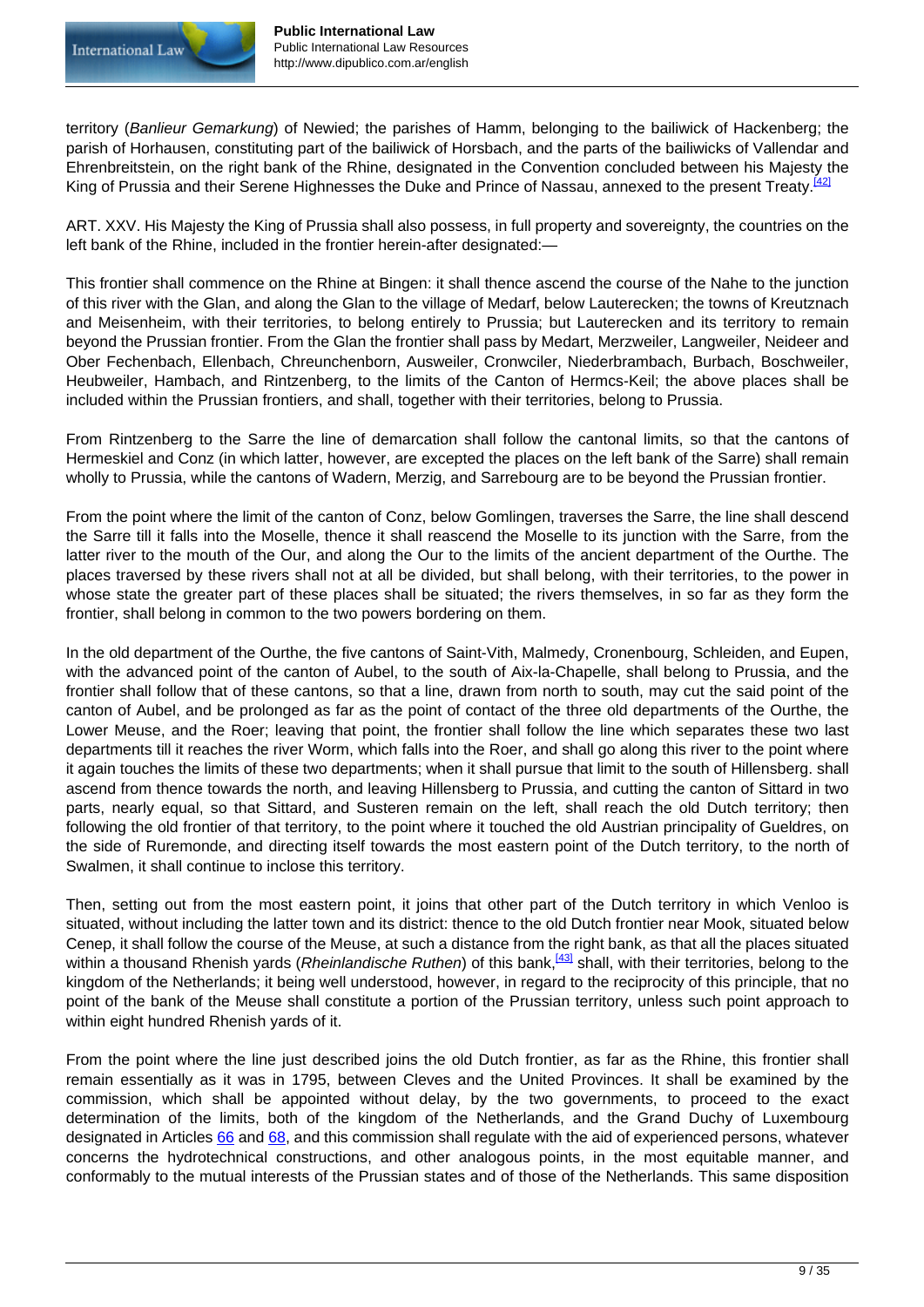territory (*Banlieur Gemarkung*) of Newied; the parishes of Hamm, belonging to the bailiwick of Hackenberg; the parish of Horhausen, constituting part of the bailiwick of Horsbach, and the parts of the bailiwicks of Vallendar and Ehrenbreitstein, on the right bank of the Rhine, designated in the Convention concluded between his Majesty the King of Prussia and their Serene Highnesses the Duke and Prince of Nassau, annexed to the present Treaty.[42]

ART. XXV. His Majesty the King of Prussia shall also possess, in full property and sovereignty, the countries on the left bank of the Rhine, included in the frontier herein-after designated:—

This frontier shall commence on the Rhine at Bingen: it shall thence ascend the course of the Nahe to the junction of this river with the Glan, and along the Glan to the village of Medarf, below Lauterecken; the towns of Kreutznach and Meisenheim, with their territories, to belong entirely to Prussia; but Lauterecken and its territory to remain beyond the Prussian frontier. From the Glan the frontier shall pass by Medart, Merzweiler, Langweiler, Neideer and Ober Fechenbach, Ellenbach, Chreunchenborn, Ausweiler, Cronwciler, Niederbrambach, Burbach, Boschweiler, Heubweiler, Hambach, and Rintzenberg, to the limits of the Canton of Hermcs-Keil; the above places shall be included within the Prussian frontiers, and shall, together with their territories, belong to Prussia.

From Rintzenberg to the Sarre the line of demarcation shall follow the cantonal limits, so that the cantons of Hermeskiel and Conz (in which latter, however, are excepted the places on the left bank of the Sarre) shall remain wholly to Prussia, while the cantons of Wadern, Merzig, and Sarrebourg are to be beyond the Prussian frontier.

From the point where the limit of the canton of Conz, below Gomlingen, traverses the Sarre, the line shall descend the Sarre till it falls into the Moselle, thence it shall reascend the Moselle to its junction with the Sarre, from the latter river to the mouth of the Our, and along the Our to the limits of the ancient department of the Ourthe. The places traversed by these rivers shall not at all be divided, but shall belong, with their territories, to the power in whose state the greater part of these places shall be situated; the rivers themselves, in so far as they form the frontier, shall belong in common to the two powers bordering on them.

In the old department of the Ourthe, the five cantons of Saint-Vith, Malmedy, Cronenbourg, Schleiden, and Eupen, with the advanced point of the canton of Aubel, to the south of Aix-la-Chapelle, shall belong to Prussia, and the frontier shall follow that of these cantons, so that a line, drawn from north to south, may cut the said point of the canton of Aubel, and be prolonged as far as the point of contact of the three old departments of the Ourthe, the Lower Meuse, and the Roer; leaving that point, the frontier shall follow the line which separates these two last departments till it reaches the river Worm, which falls into the Roer, and shall go along this river to the point where it again touches the limits of these two departments; when it shall pursue that limit to the south of Hillensberg. shall ascend from thence towards the north, and leaving Hillensberg to Prussia, and cutting the canton of Sittard in two parts, nearly equal, so that Sittard, and Susteren remain on the left, shall reach the old Dutch territory; then following the old frontier of that territory, to the point where it touched the old Austrian principality of Gueldres, on the side of Ruremonde, and directing itself towards the most eastern point of the Dutch territory, to the north of Swalmen, it shall continue to inclose this territory.

Then, setting out from the most eastern point, it joins that other part of the Dutch territory in which Venloo is situated, without including the latter town and its district: thence to the old Dutch frontier near Mook, situated below Cenep, it shall follow the course of the Meuse, at such a distance from the right bank, as that all the places situated within a thousand Rhenish yards (*Rheinlandische Ruthen*) of this bank,[43] shall, with their territories, belong to the kingdom of the Netherlands; it being well understood, however, in regard to the reciprocity of this principle, that no point of the bank of the Meuse shall constitute a portion of the Prussian territory, unless such point approach to within eight hundred Rhenish yards of it.

From the point where the line just described joins the old Dutch frontier, as far as the Rhine, this frontier shall remain essentially as it was in 1795, between Cleves and the United Provinces. It shall be examined by the commission, which shall be appointed without delay, by the two governments, to proceed to the exact determination of the limits, both of the kingdom of the Netherlands, and the Grand Duchy of Luxembourg designated in Articles 66 and 68, and this commission shall regulate with the aid of experienced persons, whatever concerns the hydrotechnical constructions, and other analogous points, in the most equitable manner, and conformably to the mutual interests of the Prussian states and of those of the Netherlands. This same disposition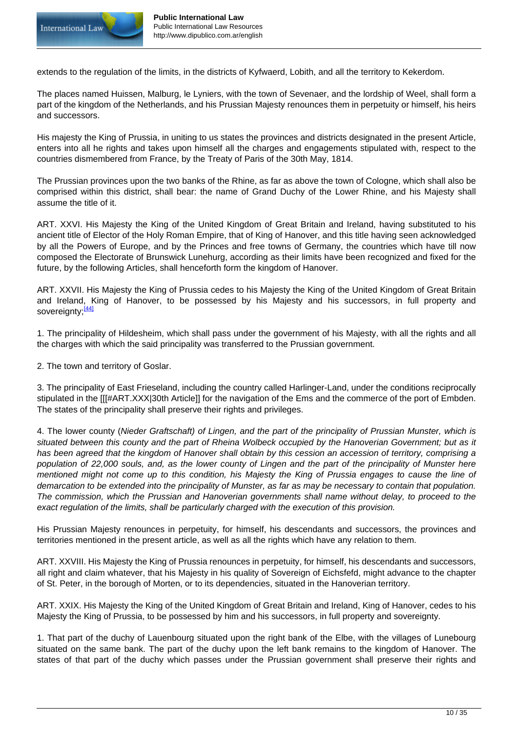extends to the regulation of the limits, in the districts of Kyfwaerd, Lobith, and all the territory to Kekerdom.

The places named Huissen, Malburg, le Lyniers, with the town of Sevenaer, and the lordship of Weel, shall form a part of the kingdom of the Netherlands, and his Prussian Majesty renounces them in perpetuity or himself, his heirs and successors.

His majesty the King of Prussia, in uniting to us states the provinces and districts designated in the present Article, enters into all he rights and takes upon himself all the charges and engagements stipulated with, respect to the countries dismembered from France, by the Treaty of Paris of the 30th May, 1814.

The Prussian provinces upon the two banks of the Rhine, as far as above the town of Cologne, which shall also be comprised within this district, shall bear: the name of Grand Duchy of the Lower Rhine, and his Majesty shall assume the title of it.

ART. XXVI. His Majesty the King of the United Kingdom of Great Britain and Ireland, having substituted to his ancient title of Elector of the Holy Roman Empire, that of King of Hanover, and this title having seen acknowledged by all the Powers of Europe, and by the Princes and free towns of Germany, the countries which have till now composed the Electorate of Brunswick Lunehurg, according as their limits have been recognized and fixed for the future, by the following Articles, shall henceforth form the kingdom of Hanover.

ART. XXVII. His Majesty the King of Prussia cedes to his Majesty the King of the United Kingdom of Great Britain and Ireland, King of Hanover, to be possessed by his Majesty and his successors, in full property and sovereignty;[44]

1. The principality of Hildesheim, which shall pass under the government of his Majesty, with all the rights and all the charges with which the said principality was transferred to the Prussian government.

2. The town and territory of Goslar.

3. The principality of East Frieseland, including the country called Harlinger-Land, under the conditions reciprocally stipulated in the [[#ART.XXX|30th Article]] for the navigation of the Ems and the commerce of the port of Embden. The states of the principality shall preserve their rights and privileges.

4. The lower county (*Nieder Graftschaft) of Lingen, and the part of the principality of Prussian Munster, which is situated between this county and the part of Rheina Wolbeck occupied by the Hanoverian Government; but as it has been agreed that the kingdom of Hanover shall obtain by this cession an accession of territory, comprising a population of 22,000 souls, and, as the lower county of Lingen and the part of the principality of Munster here mentioned might not come up to this condition, his Majesty the King of Prussia engages to cause the line of demarcation to be extended into the principality of Munster, as far as may be necessary to contain that population. The commission, which the Prussian and Hanoverian governments shall name without delay, to proceed to the exact regulation of the limits, shall be particularly charged with the execution of this provision.*

His Prussian Majesty renounces in perpetuity, for himself, his descendants and successors, the provinces and territories mentioned in the present article, as well as all the rights which have any relation to them.

ART. XXVIII. His Majesty the King of Prussia renounces in perpetuity, for himself, his descendants and successors, all right and claim whatever, that his Majesty in his quality of Sovereign of Eichsfefd, might advance to the chapter of St. Peter, in the borough of Morten, or to its dependencies, situated in the Hanoverian territory.

ART. XXIX. His Majesty the King of the United Kingdom of Great Britain and Ireland, King of Hanover, cedes to his Majesty the King of Prussia, to be possessed by him and his successors, in full property and sovereignty.

1. That part of the duchy of Lauenbourg situated upon the right bank of the Elbe, with the villages of Lunebourg situated on the same bank. The part of the duchy upon the left bank remains to the kingdom of Hanover. The states of that part of the duchy which passes under the Prussian government shall preserve their rights and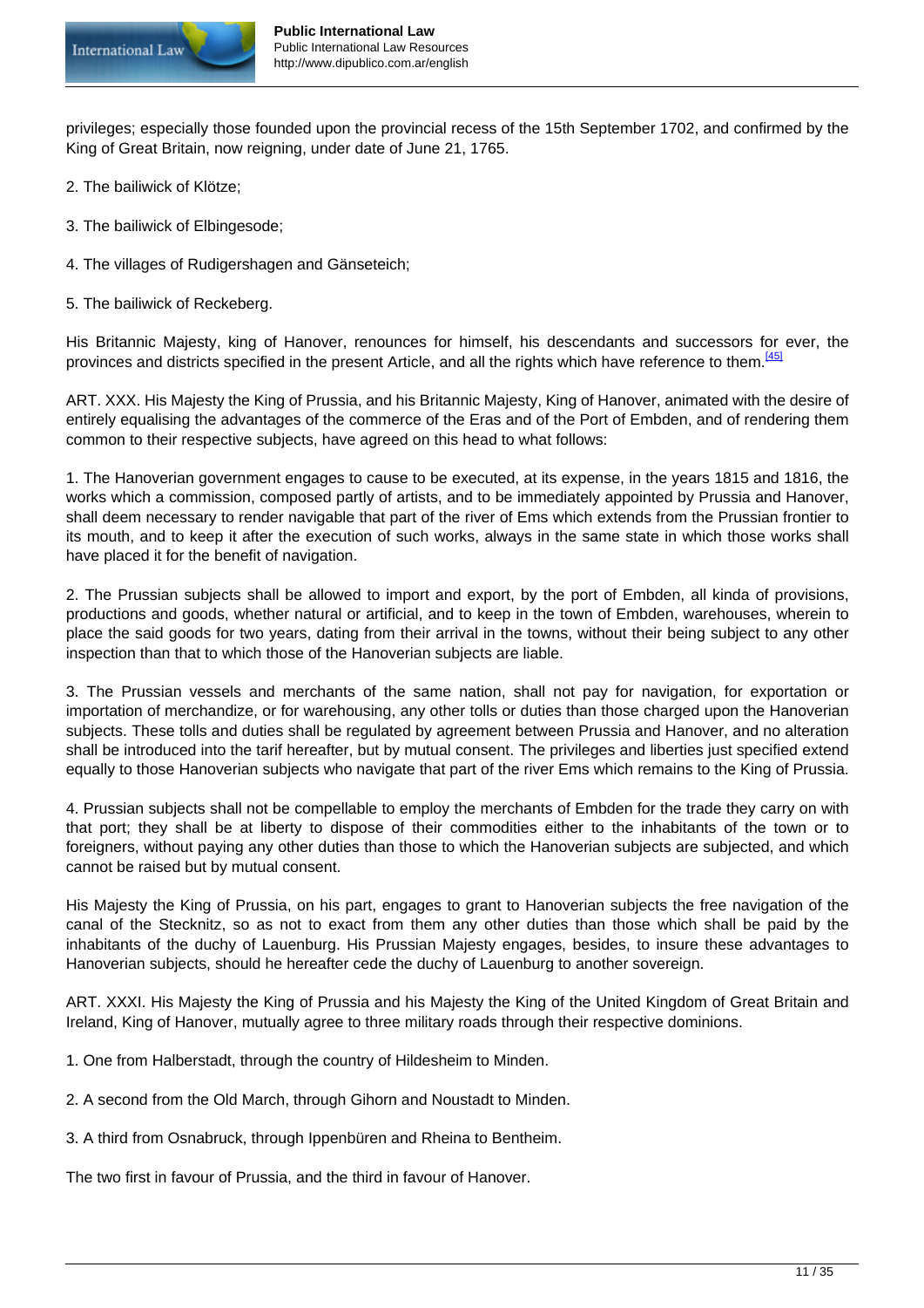privileges; especially those founded upon the provincial recess of the 15th September 1702, and confirmed by the King of Great Britain, now reigning, under date of June 21, 1765.

2. The bailiwick of Klötze;

3. The bailiwick of Elbingesode;

4. The villages of Rudigershagen and Gänseteich;

5. The bailiwick of Reckeberg.

His Britannic Majesty, king of Hanover, renounces for himself, his descendants and successors for ever, the provinces and districts specified in the present Article, and all the rights which have reference to them.[45]

ART. XXX. His Majesty the King of Prussia, and his Britannic Majesty, King of Hanover, animated with the desire of entirely equalising the advantages of the commerce of the Eras and of the Port of Embden, and of rendering them common to their respective subjects, have agreed on this head to what follows:

1. The Hanoverian government engages to cause to be executed, at its expense, in the years 1815 and 1816, the works which a commission, composed partly of artists, and to be immediately appointed by Prussia and Hanover, shall deem necessary to render navigable that part of the river of Ems which extends from the Prussian frontier to its mouth, and to keep it after the execution of such works, always in the same state in which those works shall have placed it for the benefit of navigation.

2. The Prussian subjects shall be allowed to import and export, by the port of Embden, all kinda of provisions, productions and goods, whether natural or artificial, and to keep in the town of Embden, warehouses, wherein to place the said goods for two years, dating from their arrival in the towns, without their being subject to any other inspection than that to which those of the Hanoverian subjects are liable.

3. The Prussian vessels and merchants of the same nation, shall not pay for navigation, for exportation or importation of merchandize, or for warehousing, any other tolls or duties than those charged upon the Hanoverian subjects. These tolls and duties shall be regulated by agreement between Prussia and Hanover, and no alteration shall be introduced into the tarif hereafter, but by mutual consent. The privileges and liberties just specified extend equally to those Hanoverian subjects who navigate that part of the river Ems which remains to the King of Prussia.

4. Prussian subjects shall not be compellable to employ the merchants of Embden for the trade they carry on with that port; they shall be at liberty to dispose of their commodities either to the inhabitants of the town or to foreigners, without paying any other duties than those to which the Hanoverian subjects are subjected, and which cannot be raised but by mutual consent.

His Majesty the King of Prussia, on his part, engages to grant to Hanoverian subjects the free navigation of the canal of the Stecknitz, so as not to exact from them any other duties than those which shall be paid by the inhabitants of the duchy of Lauenburg. His Prussian Majesty engages, besides, to insure these advantages to Hanoverian subjects, should he hereafter cede the duchy of Lauenburg to another sovereign.

ART. XXXI. His Majesty the King of Prussia and his Majesty the King of the United Kingdom of Great Britain and Ireland, King of Hanover, mutually agree to three military roads through their respective dominions.

1. One from Halberstadt, through the country of Hildesheim to Minden.

2. A second from the Old March, through Gihorn and Noustadt to Minden.

3. A third from Osnabruck, through Ippenbüren and Rheina to Bentheim.

The two first in favour of Prussia, and the third in favour of Hanover.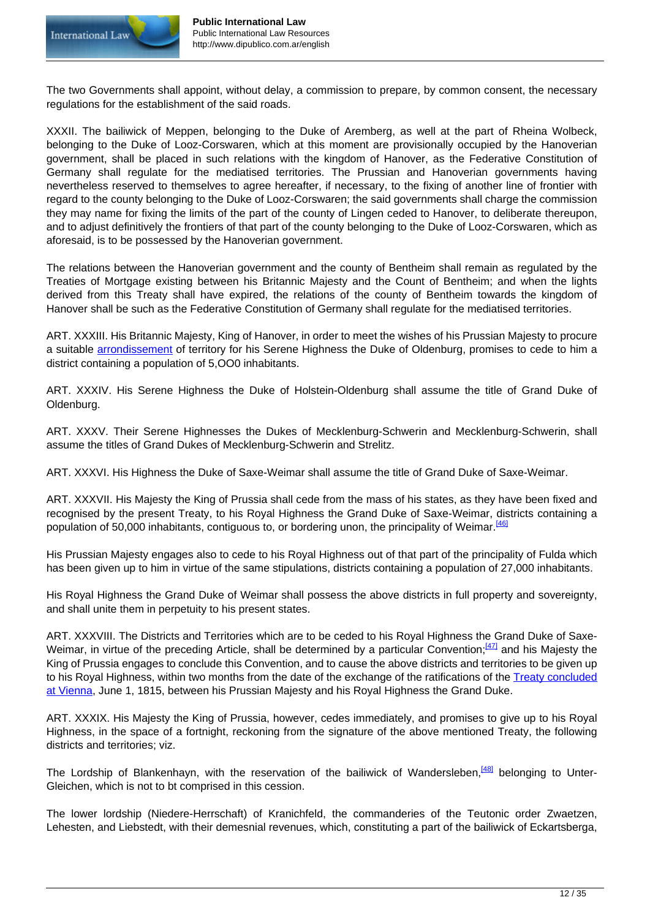The two Governments shall appoint, without delay, a commission to prepare, by common consent, the necessary regulations for the establishment of the said roads.

XXXII. The bailiwick of Meppen, belonging to the Duke of Aremberg, as well at the part of Rheina Wolbeck, belonging to the Duke of Looz-Corswaren, which at this moment are provisionally occupied by the Hanoverian government, shall be placed in such relations with the kingdom of Hanover, as the Federative Constitution of Germany shall regulate for the mediatised territories. The Prussian and Hanoverian governments having nevertheless reserved to themselves to agree hereafter, if necessary, to the fixing of another line of frontier with regard to the county belonging to the Duke of Looz-Corswaren; the said governments shall charge the commission they may name for fixing the limits of the part of the county of Lingen ceded to Hanover, to deliberate thereupon, and to adjust definitively the frontiers of that part of the county belonging to the Duke of Looz-Corswaren, which as aforesaid, is to be possessed by the Hanoverian government.

The relations between the Hanoverian government and the county of Bentheim shall remain as regulated by the Treaties of Mortgage existing between his Britannic Majesty and the Count of Bentheim; and when the lights derived from this Treaty shall have expired, the relations of the county of Bentheim towards the kingdom of Hanover shall be such as the Federative Constitution of Germany shall regulate for the mediatised territories.

ART. XXXIII. His Britannic Majesty, King of Hanover, in order to meet the wishes of his Prussian Majesty to procure a suitable arrondissement of territory for his Serene Highness the Duke of Oldenburg, promises to cede to him a district containing a population of 5,OO0 inhabitants.

ART. XXXIV. His Serene Highness the Duke of Holstein-Oldenburg shall assume the title of Grand Duke of Oldenburg.

ART. XXXV. Their Serene Highnesses the Dukes of Mecklenburg-Schwerin and Mecklenburg-Schwerin, shall assume the titles of Grand Dukes of Mecklenburg-Schwerin and Strelitz.

ART. XXXVI. His Highness the Duke of Saxe-Weimar shall assume the title of Grand Duke of Saxe-Weimar.

ART. XXXVII. His Majesty the King of Prussia shall cede from the mass of his states, as they have been fixed and recognised by the present Treaty, to his Royal Highness the Grand Duke of Saxe-Weimar, districts containing a population of 50,000 inhabitants, contiguous to, or bordering unon, the principality of Weimar.[46]

His Prussian Majesty engages also to cede to his Royal Highness out of that part of the principality of Fulda which has been given up to him in virtue of the same stipulations, districts containing a population of 27,000 inhabitants.

His Royal Highness the Grand Duke of Weimar shall possess the above districts in full property and sovereignty, and shall unite them in perpetuity to his present states.

ART. XXXVIII. The Districts and Territories which are to be ceded to his Royal Highness the Grand Duke of Saxe-Weimar, in virtue of the preceding Article, shall be determined by a particular Convention;[47] and his Majesty the King of Prussia engages to conclude this Convention, and to cause the above districts and territories to be given up to his Royal Highness, within two months from the date of the exchange of the ratifications of the Treaty concluded at Vienna, June 1, 1815, between his Prussian Majesty and his Royal Highness the Grand Duke.

ART. XXXIX. His Majesty the King of Prussia, however, cedes immediately, and promises to give up to his Royal Highness, in the space of a fortnight, reckoning from the signature of the above mentioned Treaty, the following districts and territories; viz.

The Lordship of Blankenhayn, with the reservation of the bailiwick of Wandersleben,[48] belonging to Unter-Gleichen, which is not to bt comprised in this cession.

The lower lordship (Niedere-Herrschaft) of Kranichfeld, the commanderies of the Teutonic order Zwaetzen, Lehesten, and Liebstedt, with their demesnial revenues, which, constituting a part of the bailiwick of Eckartsberga,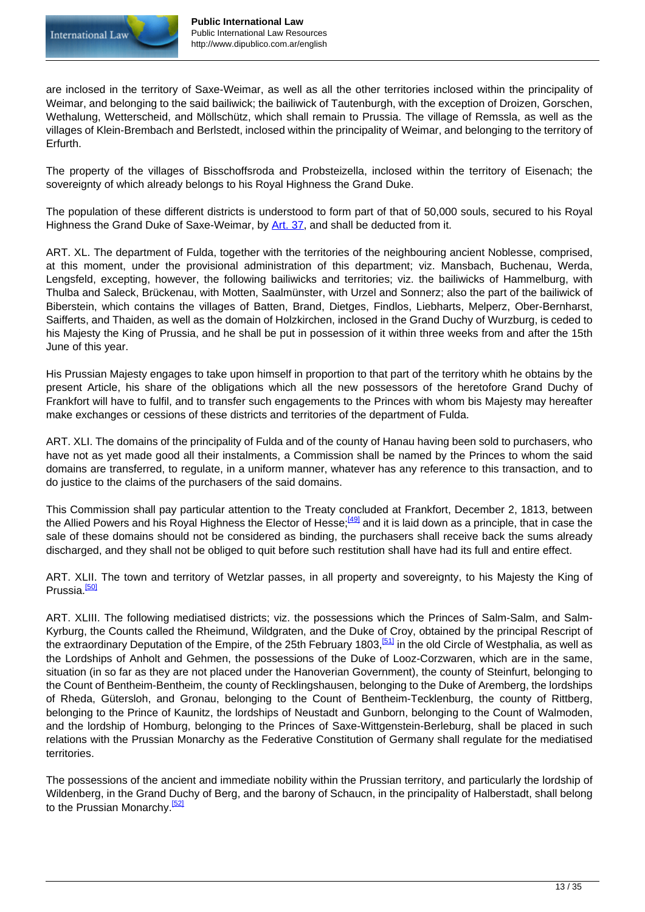are inclosed in the territory of Saxe-Weimar, as well as all the other territories inclosed within the principality of Weimar, and belonging to the said bailiwick; the bailiwick of Tautenburgh, with the exception of Droizen, Gorschen, Wethalung, Wetterscheid, and Möllschütz, which shall remain to Prussia. The village of Remssla, as well as the villages of Klein-Brembach and Berlstedt, inclosed within the principality of Weimar, and belonging to the territory of Erfurth.

The property of the villages of Bisschoffsroda and Probsteizella, inclosed within the territory of Eisenach; the sovereignty of which already belongs to his Royal Highness the Grand Duke.

The population of these different districts is understood to form part of that of 50,000 souls, secured to his Royal Highness the Grand Duke of Saxe-Weimar, by Art. 37, and shall be deducted from it.

ART. XL. The department of Fulda, together with the territories of the neighbouring ancient Noblesse, comprised, at this moment, under the provisional administration of this department; viz. Mansbach, Buchenau, Werda, Lengsfeld, excepting, however, the following bailiwicks and territories; viz. the bailiwicks of Hammelburg, with Thulba and Saleck, Brückenau, with Motten, Saalmünster, with Urzel and Sonnerz; also the part of the bailiwick of Biberstein, which contains the villages of Batten, Brand, Dietges, Findlos, Liebharts, Melperz, Ober-Bernharst, Saifferts, and Thaiden, as well as the domain of Holzkirchen, inclosed in the Grand Duchy of Wurzburg, is ceded to his Majesty the King of Prussia, and he shall be put in possession of it within three weeks from and after the 15th June of this year.

His Prussian Majesty engages to take upon himself in proportion to that part of the territory whith he obtains by the present Article, his share of the obligations which all the new possessors of the heretofore Grand Duchy of Frankfort will have to fulfil, and to transfer such engagements to the Princes with whom bis Majesty may hereafter make exchanges or cessions of these districts and territories of the department of Fulda.

ART. XLI. The domains of the principality of Fulda and of the county of Hanau having been sold to purchasers, who have not as yet made good all their instalments, a Commission shall be named by the Princes to whom the said domains are transferred, to regulate, in a uniform manner, whatever has any reference to this transaction, and to do justice to the claims of the purchasers of the said domains.

This Commission shall pay particular attention to the Treaty concluded at Frankfort, December 2, 1813, between the Allied Powers and his Royal Highness the Elector of Hesse;[49] and it is laid down as a principle, that in case the sale of these domains should not be considered as binding, the purchasers shall receive back the sums already discharged, and they shall not be obliged to quit before such restitution shall have had its full and entire effect.

ART. XLII. The town and territory of Wetzlar passes, in all property and sovereignty, to his Majesty the King of Prussia.[50]

ART. XLIII. The following mediatised districts; viz. the possessions which the Princes of Salm-Salm, and Salm-Kyrburg, the Counts called the Rheimund, Wildgraten, and the Duke of Croy, obtained by the principal Rescript of the extraordinary Deputation of the Empire, of the 25th February 1803,[51] in the old Circle of Westphalia, as well as the Lordships of Anholt and Gehmen, the possessions of the Duke of Looz-Corzwaren, which are in the same, situation (in so far as they are not placed under the Hanoverian Government), the county of Steinfurt, belonging to the Count of Bentheim-Bentheim, the county of Recklingshausen, belonging to the Duke of Aremberg, the lordships of Rheda, Gütersloh, and Gronau, belonging to the Count of Bentheim-Tecklenburg, the county of Rittberg, belonging to the Prince of Kaunitz, the lordships of Neustadt and Gunborn, belonging to the Count of Walmoden, and the lordship of Homburg, belonging to the Princes of Saxe-Wittgenstein-Berleburg, shall be placed in such relations with the Prussian Monarchy as the Federative Constitution of Germany shall regulate for the mediatised territories.

The possessions of the ancient and immediate nobility within the Prussian territory, and particularly the lordship of Wildenberg, in the Grand Duchy of Berg, and the barony of Schaucn, in the principality of Halberstadt, shall belong to the Prussian Monarchy.[52]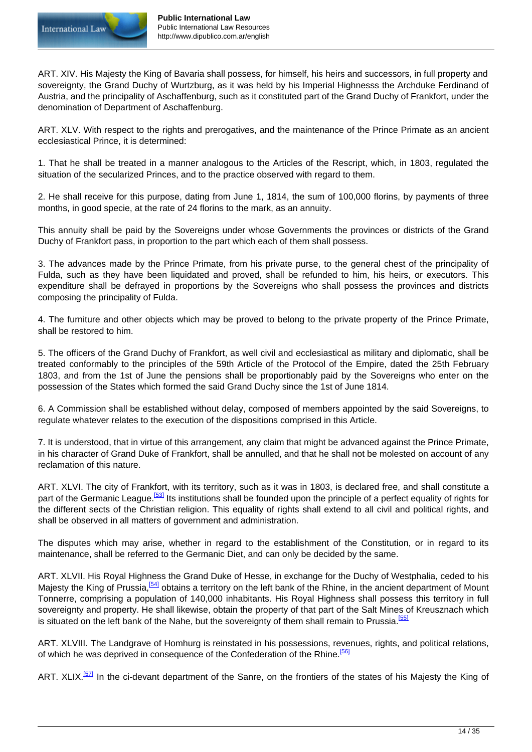ART. XIV. His Majesty the King of Bavaria shall possess, for himself, his heirs and successors, in full property and sovereignty, the Grand Duchy of Wurtzburg, as it was held by his Imperial Highnesss the Archduke Ferdinand of Austria, and the principality of Aschaffenburg, such as it constituted part of the Grand Duchy of Frankfort, under the denomination of Department of Aschaffenburg.

ART. XLV. With respect to the rights and prerogatives, and the maintenance of the Prince Primate as an ancient ecclesiastical Prince, it is determined:

1. That he shall be treated in a manner analogous to the Articles of the Rescript, which, in 1803, regulated the situation of the secularized Princes, and to the practice observed with regard to them.

2. He shall receive for this purpose, dating from June 1, 1814, the sum of 100,000 florins, by payments of three months, in good specie, at the rate of 24 florins to the mark, as an annuity.

This annuity shall be paid by the Sovereigns under whose Governments the provinces or districts of the Grand Duchy of Frankfort pass, in proportion to the part which each of them shall possess.

3. The advances made by the Prince Primate, from his private purse, to the general chest of the principality of Fulda, such as they have been liquidated and proved, shall be refunded to him, his heirs, or executors. This expenditure shall be defrayed in proportions by the Sovereigns who shall possess the provinces and districts composing the principality of Fulda.

4. The furniture and other objects which may be proved to belong to the private property of the Prince Primate, shall be restored to him.

5. The officers of the Grand Duchy of Frankfort, as well civil and ecclesiastical as military and diplomatic, shall be treated conformably to the principles of the 59th Article of the Protocol of the Empire, dated the 25th February 1803, and from the 1st of June the pensions shall be proportionably paid by the Sovereigns who enter on the possession of the States which formed the said Grand Duchy since the 1st of June 1814.

6. A Commission shall be established without delay, composed of members appointed by the said Sovereigns, to regulate whatever relates to the execution of the dispositions comprised in this Article.

7. It is understood, that in virtue of this arrangement, any claim that might be advanced against the Prince Primate, in his character of Grand Duke of Frankfort, shall be annulled, and that he shall not be molested on account of any reclamation of this nature.

ART. XLVI. The city of Frankfort, with its territory, such as it was in 1803, is declared free, and shall constitute a part of the Germanic League.[53] Its institutions shall be founded upon the principle of a perfect equality of rights for the different sects of the Christian religion. This equality of rights shall extend to all civil and political rights, and shall be observed in all matters of government and administration.

The disputes which may arise, whether in regard to the establishment of the Constitution, or in regard to its maintenance, shall be referred to the Germanic Diet, and can only be decided by the same.

ART. XLVII. His Royal Highness the Grand Duke of Hesse, in exchange for the Duchy of Westphalia, ceded to his Majesty the King of Prussia,[54] obtains a territory on the left bank of the Rhine, in the ancient department of Mount Tonnerre, comprising a population of 140,000 inhabitants. His Royal Highness shall possess this territory in full sovereignty and property. He shall likewise, obtain the property of that part of the Salt Mines of Kreusznach which is situated on the left bank of the Nahe, but the sovereignty of them shall remain to Prussia.[55]

ART. XLVIII. The Landgrave of Homhurg is reinstated in his possessions, revenues, rights, and political relations, of which he was deprived in consequence of the Confederation of the Rhine.[56]

ART. XLIX.[57] In the ci-devant department of the Sanre, on the frontiers of the states of his Majesty the King of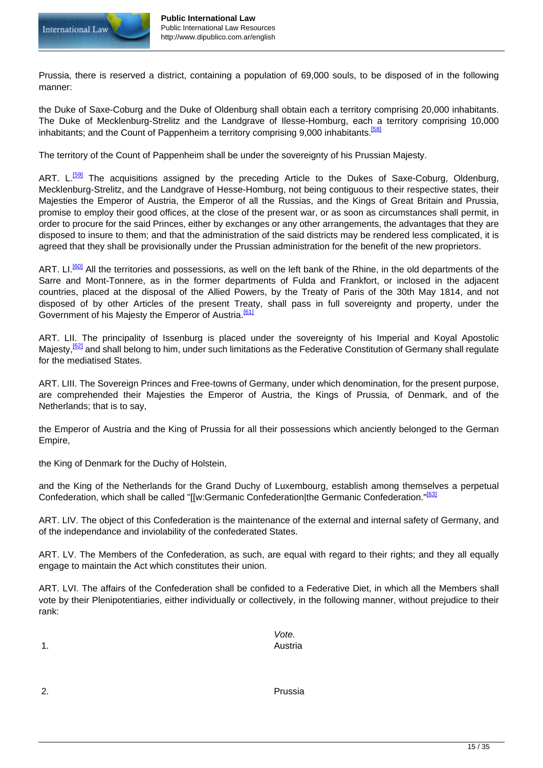Prussia, there is reserved a district, containing a population of 69,000 souls, to be disposed of in the following manner:

the Duke of Saxe-Coburg and the Duke of Oldenburg shall obtain each a territory comprising 20,000 inhabitants. The Duke of Mecklenburg-Strelitz and the Landgrave of Ilesse-Homburg, each a territory comprising 10,000 inhabitants; and the Count of Pappenheim a territory comprising 9,000 inhabitants.[58]

The territory of the Count of Pappenheim shall be under the sovereignty of his Prussian Majesty.

ART. L.[59] The acquisitions assigned by the preceding Article to the Dukes of Saxe-Coburg, Oldenburg, Mecklenburg-Strelitz, and the Landgrave of Hesse-Homburg, not being contiguous to their respective states, their Majesties the Emperor of Austria, the Emperor of all the Russias, and the Kings of Great Britain and Prussia, promise to employ their good offices, at the close of the present war, or as soon as circumstances shall permit, in order to procure for the said Princes, either by exchanges or any other arrangements, the advantages that they are disposed to insure to them; and that the administration of the said districts may be rendered less complicated, it is agreed that they shall be provisionally under the Prussian administration for the benefit of the new proprietors.

ART. LI.[60] All the territories and possessions, as well on the left bank of the Rhine, in the old departments of the Sarre and Mont-Tonnere, as in the former departments of Fulda and Frankfort, or inclosed in the adjacent countries, placed at the disposal of the Allied Powers, by the Treaty of Paris of the 30th May 1814, and not disposed of by other Articles of the present Treaty, shall pass in full sovereignty and property, under the Government of his Majesty the Emperor of Austria.[61]

ART. LII. The principality of Issenburg is placed under the sovereignty of his Imperial and Koyal Apostolic Majesty,[62] and shall belong to him, under such limitations as the Federative Constitution of Germany shall regulate for the mediatised States.

ART. LIII. The Sovereign Princes and Free-towns of Germany, under which denomination, for the present purpose, are comprehended their Majesties the Emperor of Austria, the Kings of Prussia, of Denmark, and of the Netherlands; that is to say,

the Emperor of Austria and the King of Prussia for all their possessions which anciently belonged to the German Empire,

the King of Denmark for the Duchy of Holstein,

and the King of the Netherlands for the Grand Duchy of Luxembourg, establish among themselves a perpetual Confederation, which shall be called "[[w:Germanic Confederation|the Germanic Confederation."[63]

ART. LIV. The object of this Confederation is the maintenance of the external and internal safety of Germany, and of the independance and inviolability of the confederated States.

ART. LV. The Members of the Confederation, as such, are equal with regard to their rights; and they all equally engage to maintain the Act which constitutes their union.

ART. LVI. The affairs of the Confederation shall be confided to a Federative Diet, in which all the Members shall vote by their Plenipotentiaries, either individually or collectively, in the following manner, without prejudice to their rank:

| | *Vote.* |
|---|---|
| 1. | Austria |
| 2. | Prussia |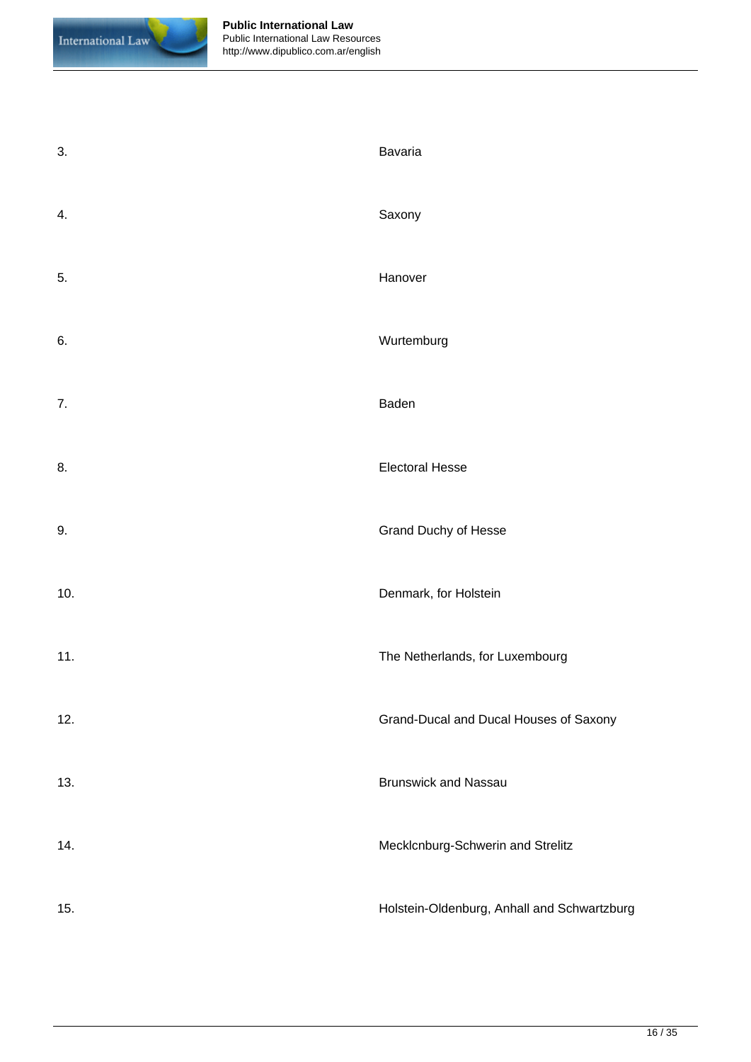| | |
|---|---|
| 3. | Bavaria |
| 4. | Saxony |
| 5. | Hanover |
| 6. | Wurtemburg |
| 7. | Baden |
| 8. | Electoral Hesse |
| 9. | Grand Duchy of Hesse |
| 10. | Denmark, for Holstein |
| 11. | The Netherlands, for Luxembourg |
| 12. | Grand-Ducal and Ducal Houses of Saxony |
| 13. | Brunswick and Nassau |
| 14. | Mecklcnburg-Schwerin and Strelitz |
| 15. | Holstein-Oldenburg, Anhall and Schwartzburg |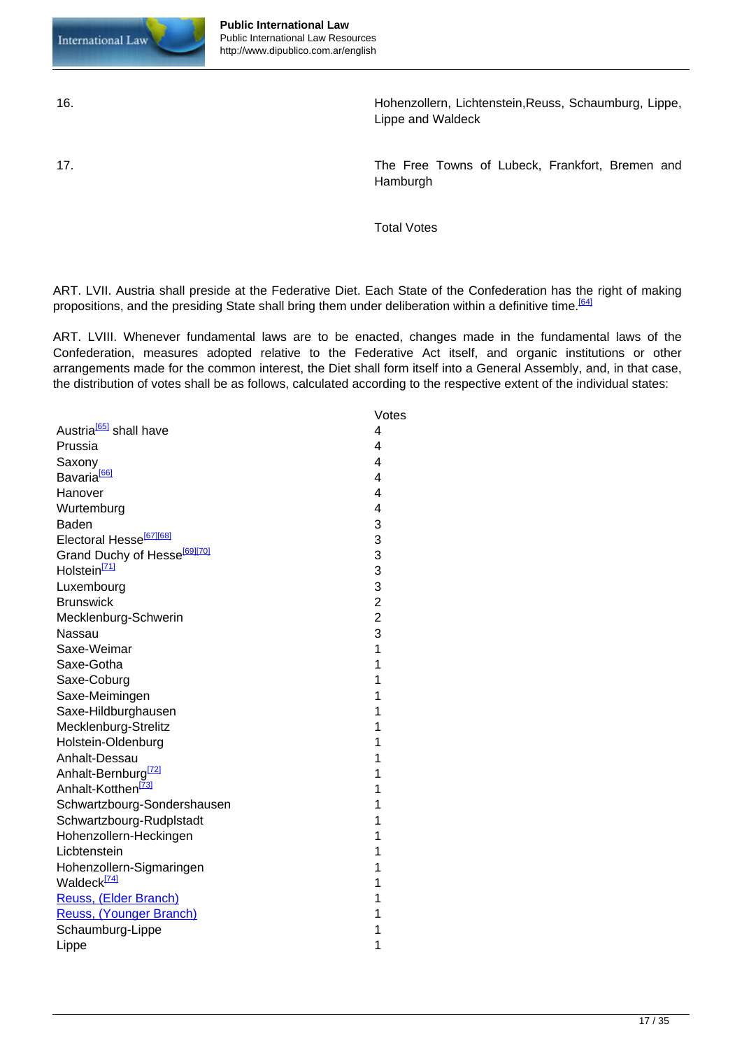| | |
|---|---|
| 16. | Hohenzollern, Lichtenstein,Reuss, Schaumburg, Lippe, Lippe and Waldeck |
| 17. | The Free Towns of Lubeck, Frankfort, Bremen and Hamburgh |
| | Total Votes |

ART. LVII. Austria shall preside at the Federative Diet. Each State of the Confederation has the right of making propositions, and the presiding State shall bring them under deliberation within a definitive time.[64]

ART. LVIII. Whenever fundamental laws are to be enacted, changes made in the fundamental laws of the Confederation, measures adopted relative to the Federative Act itself, and organic institutions or other arrangements made for the common interest, the Diet shall form itself into a General Assembly, and, in that case, the distribution of votes shall be as follows, calculated according to the respective extent of the individual states:

| | Votes |
|---|---|
| Austria[65] shall have | 4 |
| Prussia | 4 |
| Saxony | 4 |
| Bavaria[66] | 4 |
| Hanover | 4 |
| Wurtemburg | 4 |
| Baden | 3 |
| Electoral Hesse[67][68] | 3 |
| Grand Duchy of Hesse[69][70] | 3 |
| Holstein[71] | 3 |
| Luxembourg | 3 |
| Brunswick | 2 |
| Mecklenburg-Schwerin | 2 |
| Nassau | 3 |
| Saxe-Weimar | 1 |
| Saxe-Gotha | 1 |
| Saxe-Coburg | 1 |
| Saxe-Meimingen | 1 |
| Saxe-Hildburghausen | 1 |
| Mecklenburg-Strelitz | 1 |
| Holstein-Oldenburg | 1 |
| Anhalt-Dessau | 1 |
| Anhalt-Bernburg[72] | 1 |
| Anhalt-Kotthen[73] | 1 |
| Schwartzbourg-Sondershausen | 1 |
| Schwartzbourg-Rudplstadt | 1 |
| Hohenzollern-Heckingen | 1 |
| Licbtenstein | 1 |
| Hohenzollern-Sigmaringen | 1 |
| Waldeck[74] | 1 |
| Reuss, (Elder Branch) | 1 |
| Reuss, (Younger Branch) | 1 |
| Schaumburg-Lippe | 1 |
| Lippe | 1 |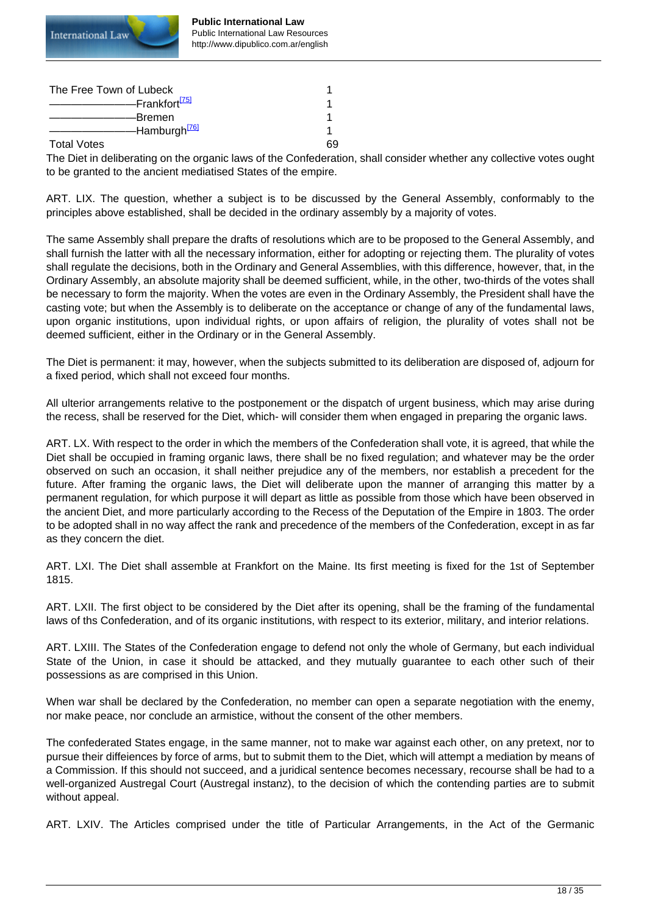| | |
|---|---|
| The Free Town of Lubeck | 1 |
| ———————Frankfort[75] | 1 |
| ———————Bremen | 1 |
| ———————Hamburgh[76] | 1 |
| Total Votes | 69 |

The Diet in deliberating on the organic laws of the Confederation, shall consider whether any collective votes ought to be granted to the ancient mediatised States of the empire.

ART. LIX. The question, whether a subject is to be discussed by the General Assembly, conformably to the principles above established, shall be decided in the ordinary assembly by a majority of votes.

The same Assembly shall prepare the drafts of resolutions which are to be proposed to the General Assembly, and shall furnish the latter with all the necessary information, either for adopting or rejecting them. The plurality of votes shall regulate the decisions, both in the Ordinary and General Assemblies, with this difference, however, that, in the Ordinary Assembly, an absolute majority shall be deemed sufficient, while, in the other, two-thirds of the votes shall be necessary to form the majority. When the votes are even in the Ordinary Assembly, the President shall have the casting vote; but when the Assembly is to deliberate on the acceptance or change of any of the fundamental laws, upon organic institutions, upon individual rights, or upon affairs of religion, the plurality of votes shall not be deemed sufficient, either in the Ordinary or in the General Assembly.

The Diet is permanent: it may, however, when the subjects submitted to its deliberation are disposed of, adjourn for a fixed period, which shall not exceed four months.

All ulterior arrangements relative to the postponement or the dispatch of urgent business, which may arise during the recess, shall be reserved for the Diet, which- will consider them when engaged in preparing the organic laws.

ART. LX. With respect to the order in which the members of the Confederation shall vote, it is agreed, that while the Diet shall be occupied in framing organic laws, there shall be no fixed regulation; and whatever may be the order observed on such an occasion, it shall neither prejudice any of the members, nor establish a precedent for the future. After framing the organic laws, the Diet will deliberate upon the manner of arranging this matter by a permanent regulation, for which purpose it will depart as little as possible from those which have been observed in the ancient Diet, and more particularly according to the Recess of the Deputation of the Empire in 1803. The order to be adopted shall in no way affect the rank and precedence of the members of the Confederation, except in as far as they concern the diet.

ART. LXI. The Diet shall assemble at Frankfort on the Maine. Its first meeting is fixed for the 1st of September 1815.

ART. LXII. The first object to be considered by the Diet after its opening, shall be the framing of the fundamental laws of ths Confederation, and of its organic institutions, with respect to its exterior, military, and interior relations.

ART. LXIII. The States of the Confederation engage to defend not only the whole of Germany, but each individual State of the Union, in case it should be attacked, and they mutually guarantee to each other such of their possessions as are comprised in this Union.

When war shall be declared by the Confederation, no member can open a separate negotiation with the enemy, nor make peace, nor conclude an armistice, without the consent of the other members.

The confederated States engage, in the same manner, not to make war against each other, on any pretext, nor to pursue their diffeiences by force of arms, but to submit them to the Diet, which will attempt a mediation by means of a Commission. If this should not succeed, and a juridical sentence becomes necessary, recourse shall be had to a well-organized Austregal Court (Austregal instanz), to the decision of which the contending parties are to submit without appeal.

ART. LXIV. The Articles comprised under the title of Particular Arrangements, in the Act of the Germanic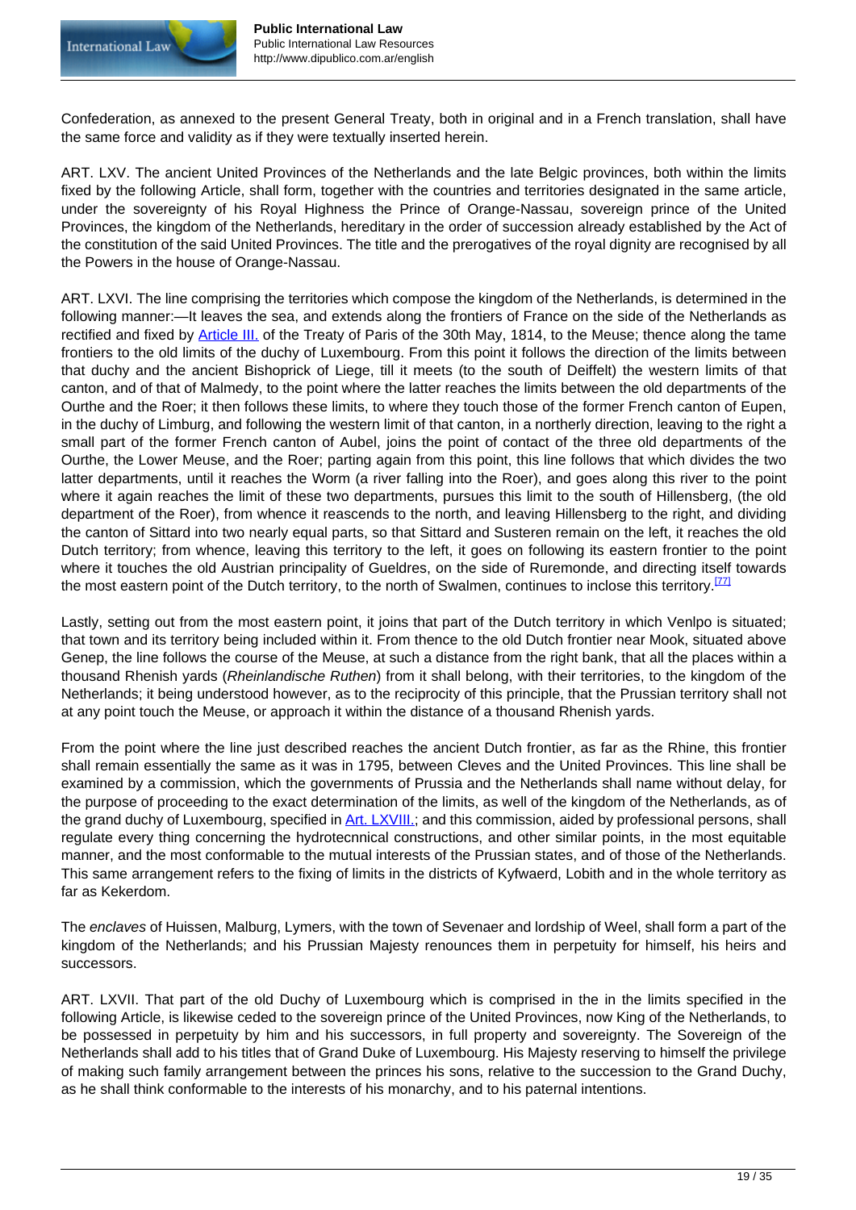Confederation, as annexed to the present General Treaty, both in original and in a French translation, shall have the same force and validity as if they were textually inserted herein.

ART. LXV. The ancient United Provinces of the Netherlands and the late Belgic provinces, both within the limits fixed by the following Article, shall form, together with the countries and territories designated in the same article, under the sovereignty of his Royal Highness the Prince of Orange-Nassau, sovereign prince of the United Provinces, the kingdom of the Netherlands, hereditary in the order of succession already established by the Act of the constitution of the said United Provinces. The title and the prerogatives of the royal dignity are recognised by all the Powers in the house of Orange-Nassau.

ART. LXVI. The line comprising the territories which compose the kingdom of the Netherlands, is determined in the following manner:—It leaves the sea, and extends along the frontiers of France on the side of the Netherlands as rectified and fixed by Article III. of the Treaty of Paris of the 30th May, 1814, to the Meuse; thence along the tame frontiers to the old limits of the duchy of Luxembourg. From this point it follows the direction of the limits between that duchy and the ancient Bishoprick of Liege, till it meets (to the south of Deiffelt) the western limits of that canton, and of that of Malmedy, to the point where the latter reaches the limits between the old departments of the Ourthe and the Roer; it then follows these limits, to where they touch those of the former French canton of Eupen, in the duchy of Limburg, and following the western limit of that canton, in a northerly direction, leaving to the right a small part of the former French canton of Aubel, joins the point of contact of the three old departments of the Ourthe, the Lower Meuse, and the Roer; parting again from this point, this line follows that which divides the two latter departments, until it reaches the Worm (a river falling into the Roer), and goes along this river to the point where it again reaches the limit of these two departments, pursues this limit to the south of Hillensberg, (the old department of the Roer), from whence it reascends to the north, and leaving Hillensberg to the right, and dividing the canton of Sittard into two nearly equal parts, so that Sittard and Susteren remain on the left, it reaches the old Dutch territory; from whence, leaving this territory to the left, it goes on following its eastern frontier to the point where it touches the old Austrian principality of Gueldres, on the side of Ruremonde, and directing itself towards the most eastern point of the Dutch territory, to the north of Swalmen, continues to inclose this territory.[77]

Lastly, setting out from the most eastern point, it joins that part of the Dutch territory in which Venlpo is situated; that town and its territory being included within it. From thence to the old Dutch frontier near Mook, situated above Genep, the line follows the course of the Meuse, at such a distance from the right bank, that all the places within a thousand Rhenish yards (*Rheinlandische Ruthen*) from it shall belong, with their territories, to the kingdom of the Netherlands; it being understood however, as to the reciprocity of this principle, that the Prussian territory shall not at any point touch the Meuse, or approach it within the distance of a thousand Rhenish yards.

From the point where the line just described reaches the ancient Dutch frontier, as far as the Rhine, this frontier shall remain essentially the same as it was in 1795, between Cleves and the United Provinces. This line shall be examined by a commission, which the governments of Prussia and the Netherlands shall name without delay, for the purpose of proceeding to the exact determination of the limits, as well of the kingdom of the Netherlands, as of the grand duchy of Luxembourg, specified in Art. LXVIII.; and this commission, aided by professional persons, shall regulate every thing concerning the hydrotecnnical constructions, and other similar points, in the most equitable manner, and the most conformable to the mutual interests of the Prussian states, and of those of the Netherlands. This same arrangement refers to the fixing of limits in the districts of Kyfwaerd, Lobith and in the whole territory as far as Kekerdom.

The *enclaves* of Huissen, Malburg, Lymers, with the town of Sevenaer and lordship of Weel, shall form a part of the kingdom of the Netherlands; and his Prussian Majesty renounces them in perpetuity for himself, his heirs and successors.

ART. LXVII. That part of the old Duchy of Luxembourg which is comprised in the in the limits specified in the following Article, is likewise ceded to the sovereign prince of the United Provinces, now King of the Netherlands, to be possessed in perpetuity by him and his successors, in full property and sovereignty. The Sovereign of the Netherlands shall add to his titles that of Grand Duke of Luxembourg. His Majesty reserving to himself the privilege of making such family arrangement between the princes his sons, relative to the succession to the Grand Duchy, as he shall think conformable to the interests of his monarchy, and to his paternal intentions.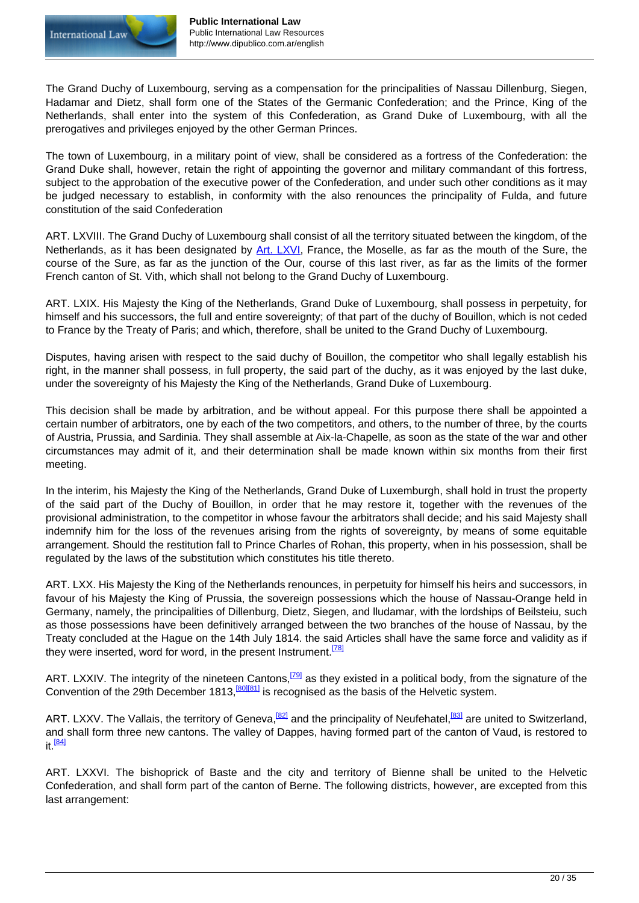The Grand Duchy of Luxembourg, serving as a compensation for the principalities of Nassau Dillenburg, Siegen, Hadamar and Dietz, shall form one of the States of the Germanic Confederation; and the Prince, King of the Netherlands, shall enter into the system of this Confederation, as Grand Duke of Luxembourg, with all the prerogatives and privileges enjoyed by the other German Princes.

The town of Luxembourg, in a military point of view, shall be considered as a fortress of the Confederation: the Grand Duke shall, however, retain the right of appointing the governor and military commandant of this fortress, subject to the approbation of the executive power of the Confederation, and under such other conditions as it may be judged necessary to establish, in conformity with the also renounces the principality of Fulda, and future constitution of the said Confederation

ART. LXVIII. The Grand Duchy of Luxembourg shall consist of all the territory situated between the kingdom, of the Netherlands, as it has been designated by Art. LXVI, France, the Moselle, as far as the mouth of the Sure, the course of the Sure, as far as the junction of the Our, course of this last river, as far as the limits of the former French canton of St. Vith, which shall not belong to the Grand Duchy of Luxembourg.

ART. LXIX. His Majesty the King of the Netherlands, Grand Duke of Luxembourg, shall possess in perpetuity, for himself and his successors, the full and entire sovereignty; of that part of the duchy of Bouillon, which is not ceded to France by the Treaty of Paris; and which, therefore, shall be united to the Grand Duchy of Luxembourg.

Disputes, having arisen with respect to the said duchy of Bouillon, the competitor who shall legally establish his right, in the manner shall possess, in full property, the said part of the duchy, as it was enjoyed by the last duke, under the sovereignty of his Majesty the King of the Netherlands, Grand Duke of Luxembourg.

This decision shall be made by arbitration, and be without appeal. For this purpose there shall be appointed a certain number of arbitrators, one by each of the two competitors, and others, to the number of three, by the courts of Austria, Prussia, and Sardinia. They shall assemble at Aix-la-Chapelle, as soon as the state of the war and other circumstances may admit of it, and their determination shall be made known within six months from their first meeting.

In the interim, his Majesty the King of the Netherlands, Grand Duke of Luxemburgh, shall hold in trust the property of the said part of the Duchy of Bouillon, in order that he may restore it, together with the revenues of the provisional administration, to the competitor in whose favour the arbitrators shall decide; and his said Majesty shall indemnify him for the loss of the revenues arising from the rights of sovereignty, by means of some equitable arrangement. Should the restitution fall to Prince Charles of Rohan, this property, when in his possession, shall be regulated by the laws of the substitution which constitutes his title thereto.

ART. LXX. His Majesty the King of the Netherlands renounces, in perpetuity for himself his heirs and successors, in favour of his Majesty the King of Prussia, the sovereign possessions which the house of Nassau-Orange held in Germany, namely, the principalities of Dillenburg, Dietz, Siegen, and lludamar, with the lordships of Beilsteiu, such as those possessions have been definitively arranged between the two branches of the house of Nassau, by the Treaty concluded at the Hague on the 14th July 1814. the said Articles shall have the same force and validity as if they were inserted, word for word, in the present Instrument.[78]

ART. LXXIV. The integrity of the nineteen Cantons,[79] as they existed in a political body, from the signature of the Convention of the 29th December 1813,[80][81] is recognised as the basis of the Helvetic system.

ART. LXXV. The Vallais, the territory of Geneva,[82] and the principality of Neufehatel,[83] are united to Switzerland, and shall form three new cantons. The valley of Dappes, having formed part of the canton of Vaud, is restored to it.[84]

ART. LXXVI. The bishoprick of Baste and the city and territory of Bienne shall be united to the Helvetic Confederation, and shall form part of the canton of Berne. The following districts, however, are excepted from this last arrangement: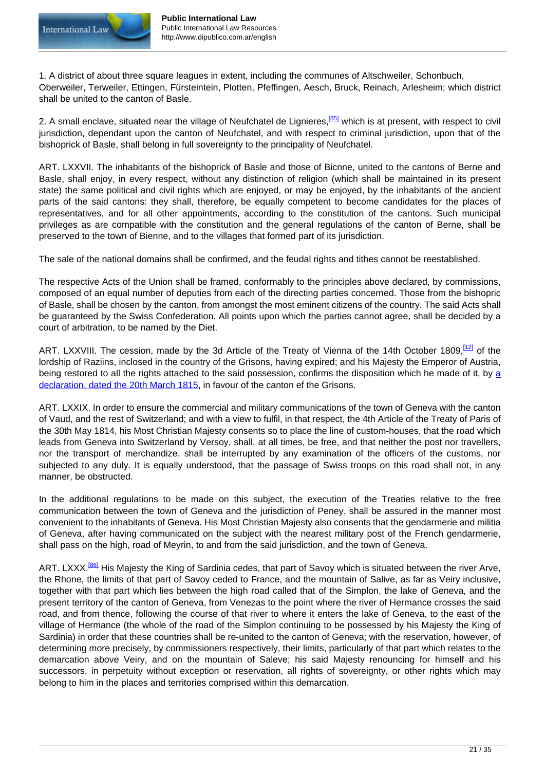1. A district of about three square leagues in extent, including the communes of Altschweiler, Schonbuch, Oberweiler, Terweiler, Ettingen, Fürsteintein, Plotten, Pfeffingen, Aesch, Bruck, Reinach, Arlesheim; which district shall be united to the canton of Basle.

2. A small enclave, situated near the village of Neufchatel de Lignieres,[85] which is at present, with respect to civil jurisdiction, dependant upon the canton of Neufchatel, and with respect to criminal jurisdiction, upon that of the bishoprick of Basle, shall belong in full sovereignty to the principality of Neufchatel.

ART. LXXVII. The inhabitants of the bishoprick of Basle and those of Bicnne, united to the cantons of Berne and Basle, shall enjoy, in every respect, without any distinction of religion (which shall be maintained in its present state) the same political and civil rights which are enjoyed, or may be enjoyed, by the inhabitants of the ancient parts of the said cantons: they shall, therefore, be equally competent to become candidates for the places of representatives, and for all other appointments, according to the constitution of the cantons. Such municipal privileges as are compatible with the constitution and the general regulations of the canton of Berne, shall be preserved to the town of Bienne, and to the villages that formed part of its jurisdiction.

The sale of the national domains shall be confirmed, and the feudal rights and tithes cannot be reestablished.

The respective Acts of the Union shall be framed, conformably to the principles above declared, by commissions, composed of an equal number of deputies from each of the directing parties concerned. Those from the bishopric of Basle, shall be chosen by the canton, from amongst the most eminent citizens of the country. The said Acts shall be guaranteed by the Swiss Confederation. All points upon which the parties cannot agree, shall be decided by a court of arbitration, to be named by the Diet.

ART. LXXVIII. The cession, made by the 3d Article of the Treaty of Vienna of the 14th October 1809,[12] of the lordship of Raziins, inclosed in the country of the Grisons, having expired; and his Majesty the Emperor of Austria, being restored to all the rights attached to the said possession, confirms the disposition which he made of it, by a declaration, dated the 20th March 1815, in favour of the canton ef the Grisons.

ART. LXXIX. In order to ensure the commercial and military communications of the town of Geneva with the canton of Vaud, and the rest of Switzerland; and with a view to fulfil, in that respect, the 4th Article of the Treaty of Paris of the 30th May 1814, his Most Christian Majesty consents so to place the line of custom-houses, that the road which leads from Geneva into Switzerland by Versoy, shall, at all times, be free, and that neither the post nor travellers, nor the transport of merchandize, shall be interrupted by any examination of the officers of the customs, nor subjected to any duly. It is equally understood, that the passage of Swiss troops on this road shall not, in any manner, be obstructed.

In the additional regulations to be made on this subject, the execution of the Treaties relative to the free communication between the town of Geneva and the jurisdiction of Peney, shall be assured in the manner most convenient to the inhabitants of Geneva. His Most Christian Majesty also consents that the gendarmerie and militia of Geneva, after having communicated on the subject with the nearest military post of the French gendarmerie, shall pass on the high, road of Meyrin, to and from the said jurisdiction, and the town of Geneva.

ART. LXXX.[86] His Majesty the King of Sardinia cedes, that part of Savoy which is situated between the river Arve, the Rhone, the limits of that part of Savoy ceded to France, and the mountain of Salive, as far as Veiry inclusive, together with that part which lies between the high road called that of the Simplon, the lake of Geneva, and the present territory of the canton of Geneva, from Venezas to the point where the river of Hermance crosses the said road, and from thence, following the course of that river to where it enters the lake of Geneva, to the east of the village of Hermance (the whole of the road of the Simplon continuing to be possessed by his Majesty the King of Sardinia) in order that these countries shall be re-united to the canton of Geneva; with the reservation, however, of determining more precisely, by commissioners respectively, their limits, particularly of that part which relates to the demarcation above Veiry, and on the mountain of Saleve; his said Majesty renouncing for himself and his successors, in perpetuity without exception or reservation, all rights of sovereignty, or other rights which may belong to him in the places and territories comprised within this demarcation.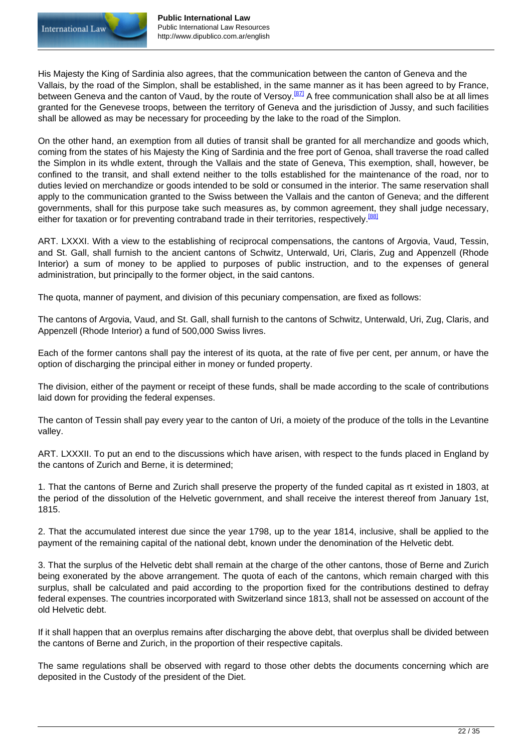His Majesty the King of Sardinia also agrees, that the communication between the canton of Geneva and the Vallais, by the road of the Simplon, shall be established, in the same manner as it has been agreed to by France, between Geneva and the canton of Vaud, by the route of Versoy.[87] A free communication shall also be at all limes granted for the Genevese troops, between the territory of Geneva and the jurisdiction of Jussy, and such facilities shall be allowed as may be necessary for proceeding by the lake to the road of the Simplon.

On the other hand, an exemption from all duties of transit shall be granted for all merchandize and goods which, coming from the states of his Majesty the King of Sardinia and the free port of Genoa, shall traverse the road called the Simplon in its whdle extent, through the Vallais and the state of Geneva, This exemption, shall, however, be confined to the transit, and shall extend neither to the tolls established for the maintenance of the road, nor to duties levied on merchandize or goods intended to be sold or consumed in the interior. The same reservation shall apply to the communication granted to the Swiss between the Vallais and the canton of Geneva; and the different governments, shall for this purpose take such measures as, by common agreement, they shall judge necessary, either for taxation or for preventing contraband trade in their territories, respectively.[88]

ART. LXXXI. With a view to the establishing of reciprocal compensations, the cantons of Argovia, Vaud, Tessin, and St. Gall, shall furnish to the ancient cantons of Schwitz, Unterwald, Uri, Claris, Zug and Appenzell (Rhode Interior) a sum of money to be applied to purposes of public instruction, and to the expenses of general administration, but principally to the former object, in the said cantons.

The quota, manner of payment, and division of this pecuniary compensation, are fixed as follows:

The cantons of Argovia, Vaud, and St. Gall, shall furnish to the cantons of Schwitz, Unterwald, Uri, Zug, Claris, and Appenzell (Rhode Interior) a fund of 500,000 Swiss livres.

Each of the former cantons shall pay the interest of its quota, at the rate of five per cent, per annum, or have the option of discharging the principal either in money or funded property.

The division, either of the payment or receipt of these funds, shall be made according to the scale of contributions laid down for providing the federal expenses.

The canton of Tessin shall pay every year to the canton of Uri, a moiety of the produce of the tolls in the Levantine valley.

ART. LXXXII. To put an end to the discussions which have arisen, with respect to the funds placed in England by the cantons of Zurich and Berne, it is determined;

1. That the cantons of Berne and Zurich shall preserve the property of the funded capital as rt existed in 1803, at the period of the dissolution of the Helvetic government, and shall receive the interest thereof from January 1st, 1815.

2. That the accumulated interest due since the year 1798, up to the year 1814, inclusive, shall be applied to the payment of the remaining capital of the national debt, known under the denomination of the Helvetic debt.

3. That the surplus of the Helvetic debt shall remain at the charge of the other cantons, those of Berne and Zurich being exonerated by the above arrangement. The quota of each of the cantons, which remain charged with this surplus, shall be calculated and paid according to the proportion fixed for the contributions destined to defray federal expenses. The countries incorporated with Switzerland since 1813, shall not be assessed on account of the old Helvetic debt.

If it shall happen that an overplus remains after discharging the above debt, that overplus shall be divided between the cantons of Berne and Zurich, in the proportion of their respective capitals.

The same regulations shall be observed with regard to those other debts the documents concerning which are deposited in the Custody of the president of the Diet.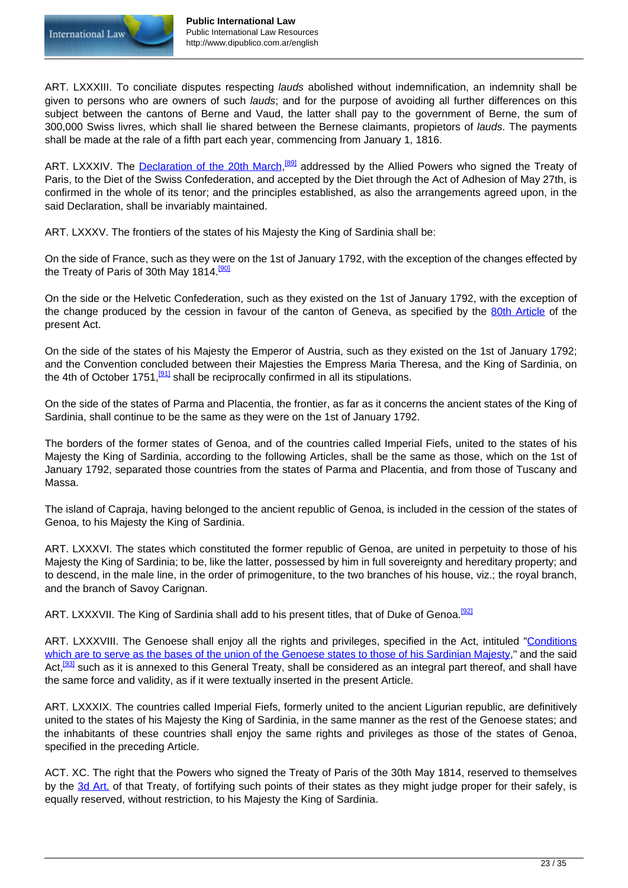ART. LXXXIII. To conciliate disputes respecting *lauds* abolished without indemnification, an indemnity shall be given to persons who are owners of such *lauds*; and for the purpose of avoiding all further differences on this subject between the cantons of Berne and Vaud, the latter shall pay to the government of Berne, the sum of 300,000 Swiss livres, which shall lie shared between the Bernese claimants, propietors of *lauds*. The payments shall be made at the rale of a fifth part each year, commencing from January 1, 1816.

ART. LXXXIV. The Declaration of the 20th March,[89] addressed by the Allied Powers who signed the Treaty of Paris, to the Diet of the Swiss Confederation, and accepted by the Diet through the Act of Adhesion of May 27th, is confirmed in the whole of its tenor; and the principles established, as also the arrangements agreed upon, in the said Declaration, shall be invariably maintained.

ART. LXXXV. The frontiers of the states of his Majesty the King of Sardinia shall be:

On the side of France, such as they were on the 1st of January 1792, with the exception of the changes effected by the Treaty of Paris of 30th May 1814.[90]

On the side or the Helvetic Confederation, such as they existed on the 1st of January 1792, with the exception of the change produced by the cession in favour of the canton of Geneva, as specified by the 80th Article of the present Act.

On the side of the states of his Majesty the Emperor of Austria, such as they existed on the 1st of January 1792; and the Convention concluded between their Majesties the Empress Maria Theresa, and the King of Sardinia, on the 4th of October 1751,[91] shall be reciprocally confirmed in all its stipulations.

On the side of the states of Parma and Placentia, the frontier, as far as it concerns the ancient states of the King of Sardinia, shall continue to be the same as they were on the 1st of January 1792.

The borders of the former states of Genoa, and of the countries called Imperial Fiefs, united to the states of his Majesty the King of Sardinia, according to the following Articles, shall be the same as those, which on the 1st of January 1792, separated those countries from the states of Parma and Placentia, and from those of Tuscany and Massa.

The island of Capraja, having belonged to the ancient republic of Genoa, is included in the cession of the states of Genoa, to his Majesty the King of Sardinia.

ART. LXXXVI. The states which constituted the former republic of Genoa, are united in perpetuity to those of his Majesty the King of Sardinia; to be, like the latter, possessed by him in full sovereignty and hereditary property; and to descend, in the male line, in the order of primogeniture, to the two branches of his house, viz.; the royal branch, and the branch of Savoy Carignan.

ART. LXXXVII. The King of Sardinia shall add to his present titles, that of Duke of Genoa.[92]

ART. LXXXVIII. The Genoese shall enjoy all the rights and privileges, specified in the Act, intituled "Conditions which are to serve as the bases of the union of the Genoese states to those of his Sardinian Majesty," and the said Act,[93] such as it is annexed to this General Treaty, shall be considered as an integral part thereof, and shall have the same force and validity, as if it were textually inserted in the present Article.

ART. LXXXIX. The countries called Imperial Fiefs, formerly united to the ancient Ligurian republic, are definitively united to the states of his Majesty the King of Sardinia, in the same manner as the rest of the Genoese states; and the inhabitants of these countries shall enjoy the same rights and privileges as those of the states of Genoa, specified in the preceding Article.

ACT. XC. The right that the Powers who signed the Treaty of Paris of the 30th May 1814, reserved to themselves by the 3d Art. of that Treaty, of fortifying such points of their states as they might judge proper for their safely, is equally reserved, without restriction, to his Majesty the King of Sardinia.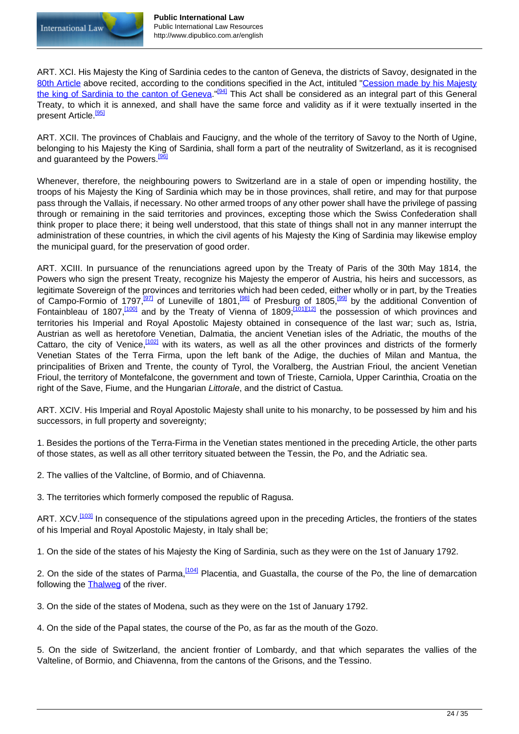ART. XCI. His Majesty the King of Sardinia cedes to the canton of Geneva, the districts of Savoy, designated in the 80th Article above recited, according to the conditions specified in the Act, intituled "Cession made by his Majesty the king of Sardinia to the canton of Geneva."[94] This Act shall be considered as an integral part of this General Treaty, to which it is annexed, and shall have the same force and validity as if it were textually inserted in the present Article.[95]

ART. XCII. The provinces of Chablais and Faucigny, and the whole of the territory of Savoy to the North of Ugine, belonging to his Majesty the King of Sardinia, shall form a part of the neutrality of Switzerland, as it is recognised and guaranteed by the Powers.[96]

Whenever, therefore, the neighbouring powers to Switzerland are in a stale of open or impending hostility, the troops of his Majesty the King of Sardinia which may be in those provinces, shall retire, and may for that purpose pass through the Vallais, if necessary. No other armed troops of any other power shall have the privilege of passing through or remaining in the said territories and provinces, excepting those which the Swiss Confederation shall think proper to place there; it being well understood, that this state of things shall not in any manner interrupt the administration of these countries, in which the civil agents of his Majesty the King of Sardinia may likewise employ the municipal guard, for the preservation of good order.

ART. XCIII. In pursuance of the renunciations agreed upon by the Treaty of Paris of the 30th May 1814, the Powers who sign the present Treaty, recognize his Majesty the emperor of Austria, his heirs and successors, as legitimate Sovereign of the provinces and territories which had been ceded, either wholly or in part, by the Treaties of Campo-Formio of 1797,[97] of Luneville of 1801,[98] of Presburg of 1805,[99] by the additional Convention of Fontainbleau of 1807,[100] and by the Treaty of Vienna of 1809;[101][12] the possession of which provinces and territories his Imperial and Royal Apostolic Majesty obtained in consequence of the last war; such as, Istria, Austrian as well as heretofore Venetian, Dalmatia, the ancient Venetian isles of the Adriatic, the mouths of the Cattaro, the city of Venice,[102] with its waters, as well as all the other provinces and districts of the formerly Venetian States of the Terra Firma, upon the left bank of the Adige, the duchies of Milan and Mantua, the principalities of Brixen and Trente, the county of Tyrol, the Voralberg, the Austrian Frioul, the ancient Venetian Frioul, the territory of Montefalcone, the government and town of Trieste, Carniola, Upper Carinthia, Croatia on the right of the Save, Fiume, and the Hungarian *Littorale*, and the district of Castua.

ART. XCIV. His Imperial and Royal Apostolic Majesty shall unite to his monarchy, to be possessed by him and his successors, in full property and sovereignty;

1. Besides the portions of the Terra-Firma in the Venetian states mentioned in the preceding Article, the other parts of those states, as well as all other territory situated between the Tessin, the Po, and the Adriatic sea.

2. The vallies of the Valtcline, of Bormio, and of Chiavenna.

3. The territories which formerly composed the republic of Ragusa.

ART. XCV.[103] In consequence of the stipulations agreed upon in the preceding Articles, the frontiers of the states of his Imperial and Royal Apostolic Majesty, in Italy shall be;

1. On the side of the states of his Majesty the King of Sardinia, such as they were on the 1st of January 1792.

2. On the side of the states of Parma,[104] Placentia, and Guastalla, the course of the Po, the line of demarcation following the Thalweg of the river.

3. On the side of the states of Modena, such as they were on the 1st of January 1792.

4. On the side of the Papal states, the course of the Po, as far as the mouth of the Gozo.

5. On the side of Switzerland, the ancient frontier of Lombardy, and that which separates the vallies of the Valteline, of Bormio, and Chiavenna, from the cantons of the Grisons, and the Tessino.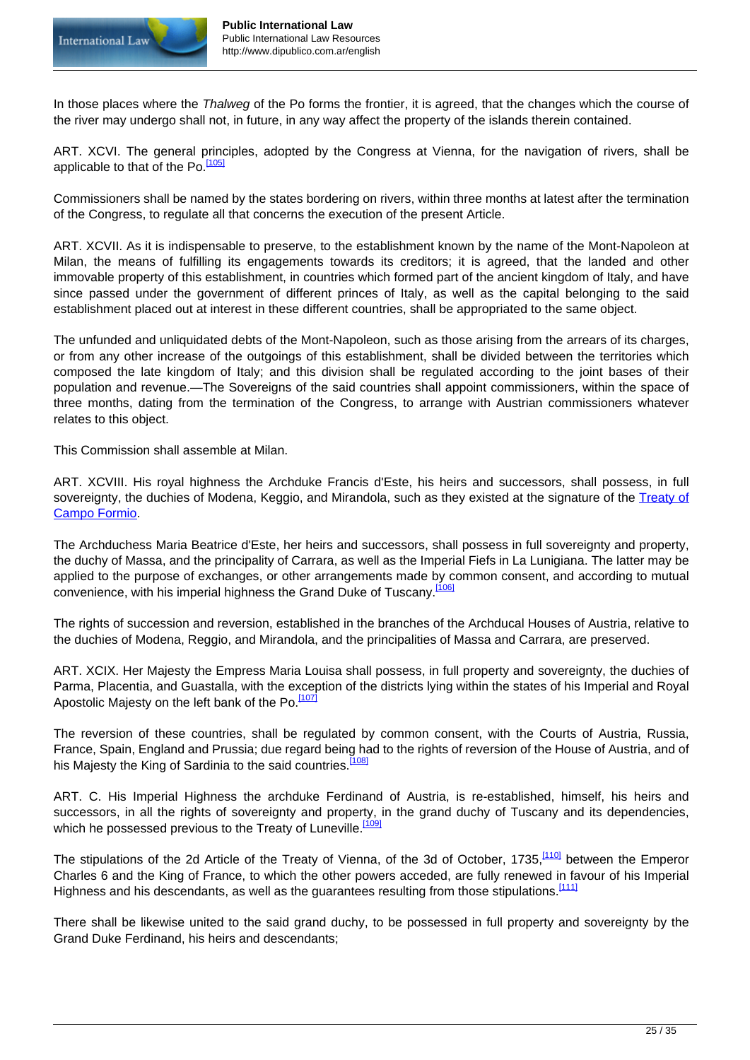In those places where the *Thalweg* of the Po forms the frontier, it is agreed, that the changes which the course of the river may undergo shall not, in future, in any way affect the property of the islands therein contained.

ART. XCVI. The general principles, adopted by the Congress at Vienna, for the navigation of rivers, shall be applicable to that of the Po.[105]

Commissioners shall be named by the states bordering on rivers, within three months at latest after the termination of the Congress, to regulate all that concerns the execution of the present Article.

ART. XCVII. As it is indispensable to preserve, to the establishment known by the name of the Mont-Napoleon at Milan, the means of fulfilling its engagements towards its creditors; it is agreed, that the landed and other immovable property of this establishment, in countries which formed part of the ancient kingdom of Italy, and have since passed under the government of different princes of Italy, as well as the capital belonging to the said establishment placed out at interest in these different countries, shall be appropriated to the same object.

The unfunded and unliquidated debts of the Mont-Napoleon, such as those arising from the arrears of its charges, or from any other increase of the outgoings of this establishment, shall be divided between the territories which composed the late kingdom of Italy; and this division shall be regulated according to the joint bases of their population and revenue.—The Sovereigns of the said countries shall appoint commissioners, within the space of three months, dating from the termination of the Congress, to arrange with Austrian commissioners whatever relates to this object.

This Commission shall assemble at Milan.

ART. XCVIII. His royal highness the Archduke Francis d'Este, his heirs and successors, shall possess, in full sovereignty, the duchies of Modena, Keggio, and Mirandola, such as they existed at the signature of the Treaty of Campo Formio.

The Archduchess Maria Beatrice d'Este, her heirs and successors, shall possess in full sovereignty and property, the duchy of Massa, and the principality of Carrara, as well as the Imperial Fiefs in La Lunigiana. The latter may be applied to the purpose of exchanges, or other arrangements made by common consent, and according to mutual convenience, with his imperial highness the Grand Duke of Tuscany.[106]

The rights of succession and reversion, established in the branches of the Archducal Houses of Austria, relative to the duchies of Modena, Reggio, and Mirandola, and the principalities of Massa and Carrara, are preserved.

ART. XCIX. Her Majesty the Empress Maria Louisa shall possess, in full property and sovereignty, the duchies of Parma, Placentia, and Guastalla, with the exception of the districts lying within the states of his Imperial and Royal Apostolic Majesty on the left bank of the Po.[107]

The reversion of these countries, shall be regulated by common consent, with the Courts of Austria, Russia, France, Spain, England and Prussia; due regard being had to the rights of reversion of the House of Austria, and of his Majesty the King of Sardinia to the said countries.[108]

ART. C. His Imperial Highness the archduke Ferdinand of Austria, is re-established, himself, his heirs and successors, in all the rights of sovereignty and property, in the grand duchy of Tuscany and its dependencies, which he possessed previous to the Treaty of Luneville.[109]

The stipulations of the 2d Article of the Treaty of Vienna, of the 3d of October, 1735,[110] between the Emperor Charles 6 and the King of France, to which the other powers acceded, are fully renewed in favour of his Imperial Highness and his descendants, as well as the guarantees resulting from those stipulations.[111]

There shall be likewise united to the said grand duchy, to be possessed in full property and sovereignty by the Grand Duke Ferdinand, his heirs and descendants;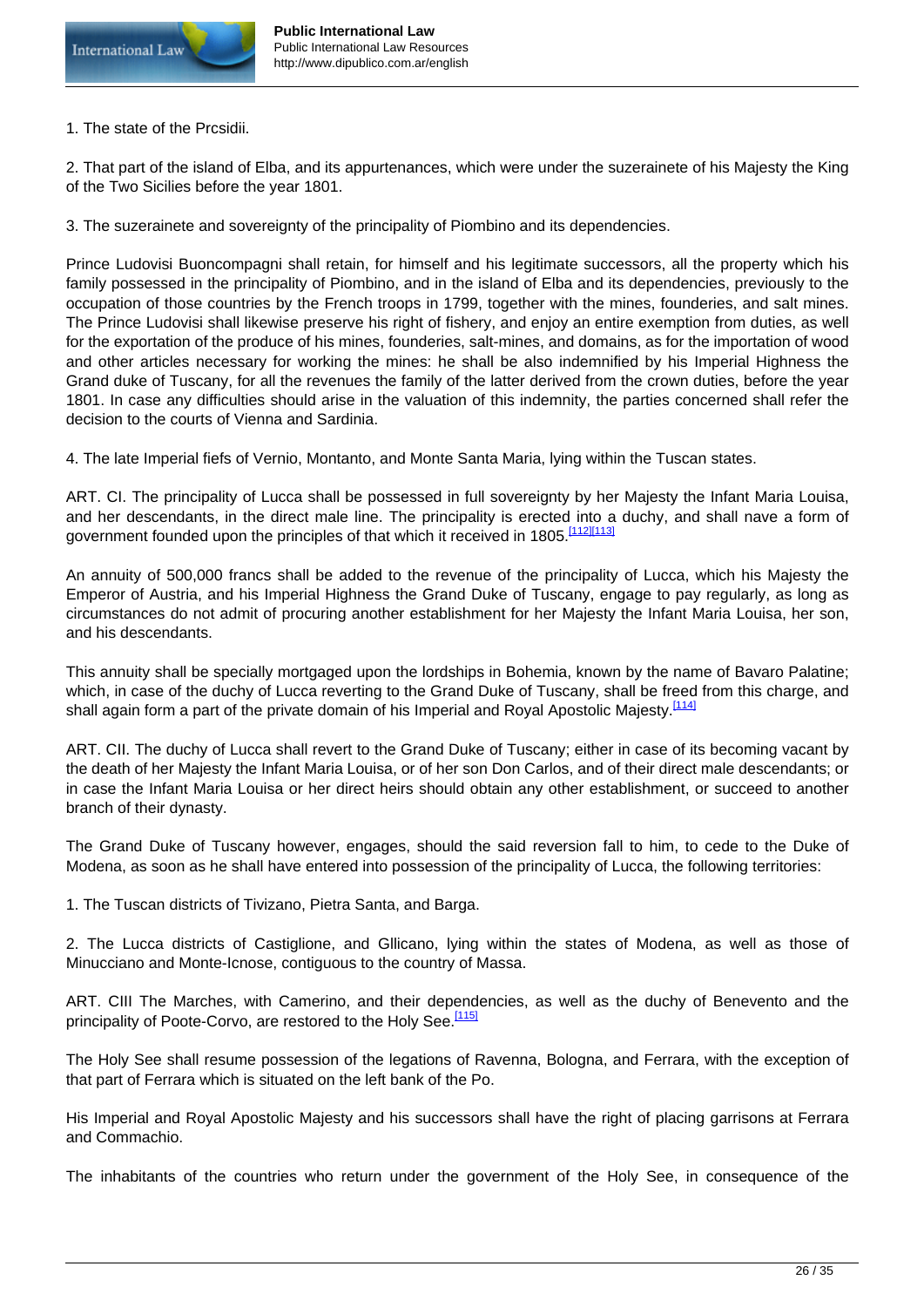1. The state of the Prcsidii.

2. That part of the island of Elba, and its appurtenances, which were under the suzerainete of his Majesty the King of the Two Sicilies before the year 1801.

3. The suzerainete and sovereignty of the principality of Piombino and its dependencies.

Prince Ludovisi Buoncompagni shall retain, for himself and his legitimate successors, all the property which his family possessed in the principality of Piombino, and in the island of Elba and its dependencies, previously to the occupation of those countries by the French troops in 1799, together with the mines, founderies, and salt mines. The Prince Ludovisi shall likewise preserve his right of fishery, and enjoy an entire exemption from duties, as well for the exportation of the produce of his mines, founderies, salt-mines, and domains, as for the importation of wood and other articles necessary for working the mines: he shall be also indemnified by his Imperial Highness the Grand duke of Tuscany, for all the revenues the family of the latter derived from the crown duties, before the year 1801. In case any difficulties should arise in the valuation of this indemnity, the parties concerned shall refer the decision to the courts of Vienna and Sardinia.

4. The late Imperial fiefs of Vernio, Montanto, and Monte Santa Maria, lying within the Tuscan states.

ART. CI. The principality of Lucca shall be possessed in full sovereignty by her Majesty the Infant Maria Louisa, and her descendants, in the direct male line. The principality is erected into a duchy, and shall nave a form of government founded upon the principles of that which it received in 1805.[112][113]

An annuity of 500,000 francs shall be added to the revenue of the principality of Lucca, which his Majesty the Emperor of Austria, and his Imperial Highness the Grand Duke of Tuscany, engage to pay regularly, as long as circumstances do not admit of procuring another establishment for her Majesty the Infant Maria Louisa, her son, and his descendants.

This annuity shall be specially mortgaged upon the lordships in Bohemia, known by the name of Bavaro Palatine; which, in case of the duchy of Lucca reverting to the Grand Duke of Tuscany, shall be freed from this charge, and shall again form a part of the private domain of his Imperial and Royal Apostolic Majesty.[114]

ART. CII. The duchy of Lucca shall revert to the Grand Duke of Tuscany; either in case of its becoming vacant by the death of her Majesty the Infant Maria Louisa, or of her son Don Carlos, and of their direct male descendants; or in case the Infant Maria Louisa or her direct heirs should obtain any other establishment, or succeed to another branch of their dynasty.

The Grand Duke of Tuscany however, engages, should the said reversion fall to him, to cede to the Duke of Modena, as soon as he shall have entered into possession of the principality of Lucca, the following territories:

1. The Tuscan districts of Tivizano, Pietra Santa, and Barga.

2. The Lucca districts of Castiglione, and Gllicano, lying within the states of Modena, as well as those of Minucciano and Monte-Icnose, contiguous to the country of Massa.

ART. CIII The Marches, with Camerino, and their dependencies, as well as the duchy of Benevento and the principality of Poote-Corvo, are restored to the Holy See.[115]

The Holy See shall resume possession of the legations of Ravenna, Bologna, and Ferrara, with the exception of that part of Ferrara which is situated on the left bank of the Po.

His Imperial and Royal Apostolic Majesty and his successors shall have the right of placing garrisons at Ferrara and Commachio.

The inhabitants of the countries who return under the government of the Holy See, in consequence of the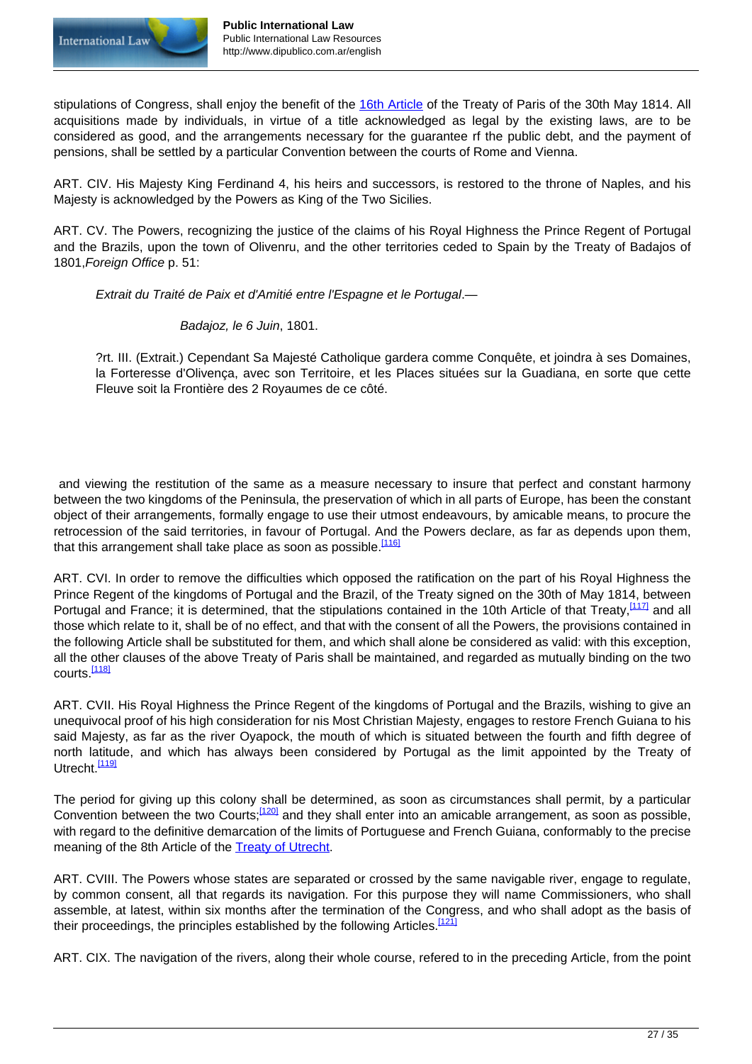stipulations of Congress, shall enjoy the benefit of the 16th Article of the Treaty of Paris of the 30th May 1814. All acquisitions made by individuals, in virtue of a title acknowledged as legal by the existing laws, are to be considered as good, and the arrangements necessary for the guarantee rf the public debt, and the payment of pensions, shall be settled by a particular Convention between the courts of Rome and Vienna.

ART. CIV. His Majesty King Ferdinand 4, his heirs and successors, is restored to the throne of Naples, and his Majesty is acknowledged by the Powers as King of the Two Sicilies.

ART. CV. The Powers, recognizing the justice of the claims of his Royal Highness the Prince Regent of Portugal and the Brazils, upon the town of Olivenru, and the other territories ceded to Spain by the Treaty of Badajos of 1801,*Foreign Office* p. 51:

> *Extrait du Traité de Paix et d'Amitié entre l'Espagne et le Portugal*.—
>
> *Badajoz, le 6 Juin*, 1801.
>
> ?rt. III. (Extrait.) Cependant Sa Majesté Catholique gardera comme Conquête, et joindra à ses Domaines, la Forteresse d'Olivença, avec son Territoire, et les Places situées sur la Guadiana, en sorte que cette Fleuve soit la Frontière des 2 Royaumes de ce côté.

and viewing the restitution of the same as a measure necessary to insure that perfect and constant harmony between the two kingdoms of the Peninsula, the preservation of which in all parts of Europe, has been the constant object of their arrangements, formally engage to use their utmost endeavours, by amicable means, to procure the retrocession of the said territories, in favour of Portugal. And the Powers declare, as far as depends upon them, that this arrangement shall take place as soon as possible.[116]

ART. CVI. In order to remove the difficulties which opposed the ratification on the part of his Royal Highness the Prince Regent of the kingdoms of Portugal and the Brazil, of the Treaty signed on the 30th of May 1814, between Portugal and France; it is determined, that the stipulations contained in the 10th Article of that Treaty,[117] and all those which relate to it, shall be of no effect, and that with the consent of all the Powers, the provisions contained in the following Article shall be substituted for them, and which shall alone be considered as valid: with this exception, all the other clauses of the above Treaty of Paris shall be maintained, and regarded as mutually binding on the two courts.[118]

ART. CVII. His Royal Highness the Prince Regent of the kingdoms of Portugal and the Brazils, wishing to give an unequivocal proof of his high consideration for nis Most Christian Majesty, engages to restore French Guiana to his said Majesty, as far as the river Oyapock, the mouth of which is situated between the fourth and fifth degree of north latitude, and which has always been considered by Portugal as the limit appointed by the Treaty of Utrecht.[119]

The period for giving up this colony shall be determined, as soon as circumstances shall permit, by a particular Convention between the two Courts;[120] and they shall enter into an amicable arrangement, as soon as possible, with regard to the definitive demarcation of the limits of Portuguese and French Guiana, conformably to the precise meaning of the 8th Article of the Treaty of Utrecht.

ART. CVIII. The Powers whose states are separated or crossed by the same navigable river, engage to regulate, by common consent, all that regards its navigation. For this purpose they will name Commissioners, who shall assemble, at latest, within six months after the termination of the Congress, and who shall adopt as the basis of their proceedings, the principles established by the following Articles.[121]

ART. CIX. The navigation of the rivers, along their whole course, refered to in the preceding Article, from the point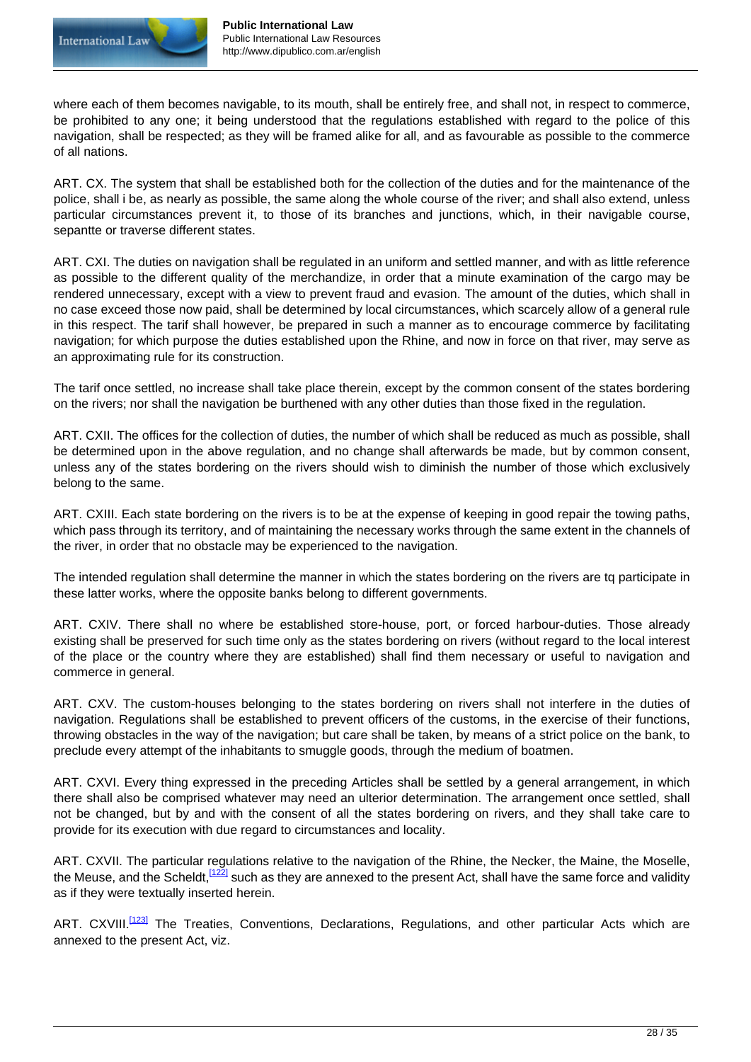where each of them becomes navigable, to its mouth, shall be entirely free, and shall not, in respect to commerce, be prohibited to any one; it being understood that the regulations established with regard to the police of this navigation, shall be respected; as they will be framed alike for all, and as favourable as possible to the commerce of all nations.

ART. CX. The system that shall be established both for the collection of the duties and for the maintenance of the police, shall i be, as nearly as possible, the same along the whole course of the river; and shall also extend, unless particular circumstances prevent it, to those of its branches and junctions, which, in their navigable course, sepantte or traverse different states.

ART. CXI. The duties on navigation shall be regulated in an uniform and settled manner, and with as little reference as possible to the different quality of the merchandize, in order that a minute examination of the cargo may be rendered unnecessary, except with a view to prevent fraud and evasion. The amount of the duties, which shall in no case exceed those now paid, shall be determined by local circumstances, which scarcely allow of a general rule in this respect. The tarif shall however, be prepared in such a manner as to encourage commerce by facilitating navigation; for which purpose the duties established upon the Rhine, and now in force on that river, may serve as an approximating rule for its construction.

The tarif once settled, no increase shall take place therein, except by the common consent of the states bordering on the rivers; nor shall the navigation be burthened with any other duties than those fixed in the regulation.

ART. CXII. The offices for the collection of duties, the number of which shall be reduced as much as possible, shall be determined upon in the above regulation, and no change shall afterwards be made, but by common consent, unless any of the states bordering on the rivers should wish to diminish the number of those which exclusively belong to the same.

ART. CXIII. Each state bordering on the rivers is to be at the expense of keeping in good repair the towing paths, which pass through its territory, and of maintaining the necessary works through the same extent in the channels of the river, in order that no obstacle may be experienced to the navigation.

The intended regulation shall determine the manner in which the states bordering on the rivers are tq participate in these latter works, where the opposite banks belong to different governments.

ART. CXIV. There shall no where be established store-house, port, or forced harbour-duties. Those already existing shall be preserved for such time only as the states bordering on rivers (without regard to the local interest of the place or the country where they are established) shall find them necessary or useful to navigation and commerce in general.

ART. CXV. The custom-houses belonging to the states bordering on rivers shall not interfere in the duties of navigation. Regulations shall be established to prevent officers of the customs, in the exercise of their functions, throwing obstacles in the way of the navigation; but care shall be taken, by means of a strict police on the bank, to preclude every attempt of the inhabitants to smuggle goods, through the medium of boatmen.

ART. CXVI. Every thing expressed in the preceding Articles shall be settled by a general arrangement, in which there shall also be comprised whatever may need an ulterior determination. The arrangement once settled, shall not be changed, but by and with the consent of all the states bordering on rivers, and they shall take care to provide for its execution with due regard to circumstances and locality.

ART. CXVII. The particular regulations relative to the navigation of the Rhine, the Necker, the Maine, the Moselle, the Meuse, and the Scheldt,[122] such as they are annexed to the present Act, shall have the same force and validity as if they were textually inserted herein.

ART. CXVIII.[123] The Treaties, Conventions, Declarations, Regulations, and other particular Acts which are annexed to the present Act, viz.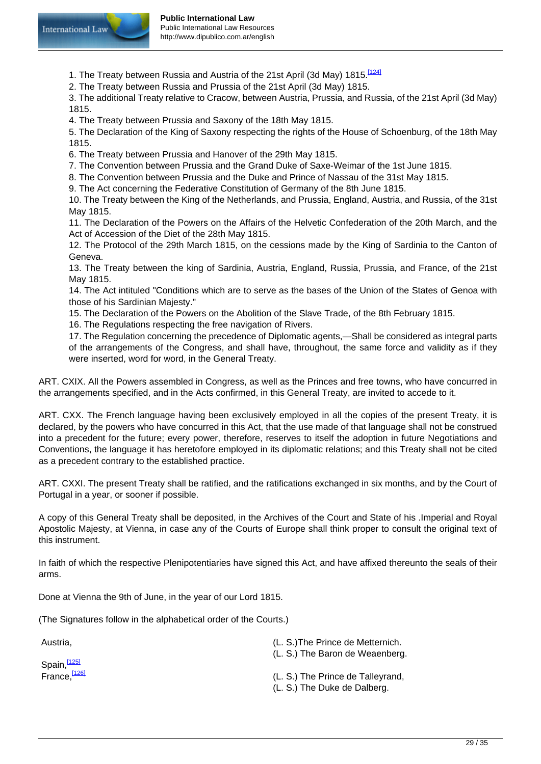1. The Treaty between Russia and Austria of the 21st April (3d May) 1815.[124]
2. The Treaty between Russia and Prussia of the 21st April (3d May) 1815.
3. The additional Treaty relative to Cracow, between Austria, Prussia, and Russia, of the 21st April (3d May) 1815.
4. The Treaty between Prussia and Saxony of the 18th May 1815.
5. The Declaration of the King of Saxony respecting the rights of the House of Schoenburg, of the 18th May 1815.
6. The Treaty between Prussia and Hanover of the 29th May 1815.
7. The Convention between Prussia and the Grand Duke of Saxe-Weimar of the 1st June 1815.
8. The Convention between Prussia and the Duke and Prince of Nassau of the 31st May 1815.
9. The Act concerning the Federative Constitution of Germany of the 8th June 1815.
10. The Treaty between the King of the Netherlands, and Prussia, England, Austria, and Russia, of the 31st May 1815.
11. The Declaration of the Powers on the Affairs of the Helvetic Confederation of the 20th March, and the Act of Accession of the Diet of the 28th May 1815.
12. The Protocol of the 29th March 1815, on the cessions made by the King of Sardinia to the Canton of Geneva.
13. The Treaty between the king of Sardinia, Austria, England, Russia, Prussia, and France, of the 21st May 1815.
14. The Act intituled "Conditions which are to serve as the bases of the Union of the States of Genoa with those of his Sardinian Majesty."
15. The Declaration of the Powers on the Abolition of the Slave Trade, of the 8th February 1815.
16. The Regulations respecting the free navigation of Rivers.
17. The Regulation concerning the precedence of Diplomatic agents,—Shall be considered as integral parts of the arrangements of the Congress, and shall have, throughout, the same force and validity as if they were inserted, word for word, in the General Treaty.

ART. CXIX. All the Powers assembled in Congress, as well as the Princes and free towns, who have concurred in the arrangements specified, and in the Acts confirmed, in this General Treaty, are invited to accede to it.

ART. CXX. The French language having been exclusively employed in all the copies of the present Treaty, it is declared, by the powers who have concurred in this Act, that the use made of that language shall not be construed into a precedent for the future; every power, therefore, reserves to itself the adoption in future Negotiations and Conventions, the language it has heretofore employed in its diplomatic relations; and this Treaty shall not be cited as a precedent contrary to the established practice.

ART. CXXI. The present Treaty shall be ratified, and the ratifications exchanged in six months, and by the Court of Portugal in a year, or sooner if possible.

A copy of this General Treaty shall be deposited, in the Archives of the Court and State of his .Imperial and Royal Apostolic Majesty, at Vienna, in case any of the Courts of Europe shall think proper to consult the original text of this instrument.

In faith of which the respective Plenipotentiaries have signed this Act, and have affixed thereunto the seals of their arms.

Done at Vienna the 9th of June, in the year of our Lord 1815.

(The Signatures follow in the alphabetical order of the Courts.)

| | |
|---|---|
| Austria, | (L. S.)The Prince de Metternich.<br>(L. S.) The Baron de Weaenberg. |
| Spain,[125] | |
| France,[126] | (L. S.) The Prince de Talleyrand,<br>(L. S.) The Duke de Dalberg. |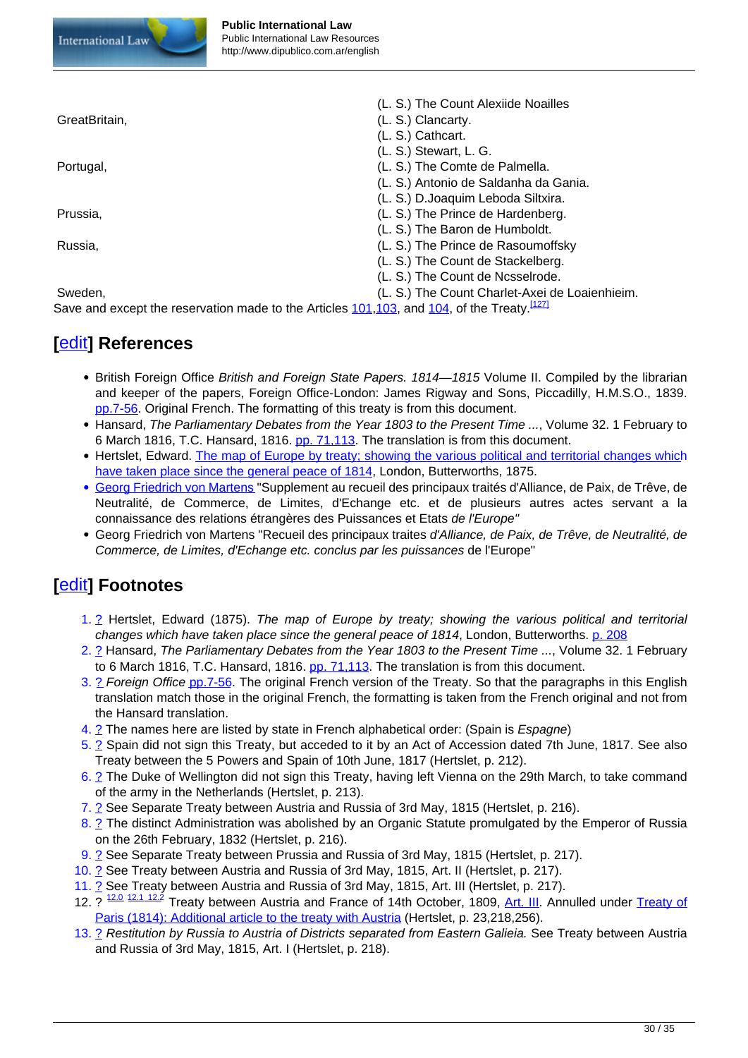| | |
|---|---|
| | (L. S.) The Count Alexiide Noailles |
| GreatBritain, | (L. S.) Clancarty. |
| | (L. S.) Cathcart. |
| | (L. S.) Stewart, L. G. |
| Portugal, | (L. S.) The Comte de Palmella. |
| | (L. S.) Antonio de Saldanha da Gania. |
| | (L. S.) D.Joaquim Leboda Siltxira. |
| Prussia, | (L. S.) The Prince de Hardenberg. |
| | (L. S.) The Baron de Humboldt. |
| Russia, | (L. S.) The Prince de Rasoumoffsky |
| | (L. S.) The Count de Stackelberg. |
| | (L. S.) The Count de Ncsselrode. |
| Sweden, | (L. S.) The Count Charlet-Axei de Loaienhieim. |

Save and except the reservation made to the Articles 101,103, and 104, of the Treaty.[127]

## [edit] References

- British Foreign Office *British and Foreign State Papers. 1814—1815* Volume II. Compiled by the librarian and keeper of the papers, Foreign Office-London: James Rigway and Sons, Piccadilly, H.M.S.O., 1839. pp.7-56. Original French. The formatting of this treaty is from this document.
- Hansard, *The Parliamentary Debates from the Year 1803 to the Present Time* ..., Volume 32. 1 February to 6 March 1816, T.C. Hansard, 1816. pp. 71,113. The translation is from this document.
- Hertslet, Edward. The map of Europe by treaty; showing the various political and territorial changes which have taken place since the general peace of 1814, London, Butterworths, 1875.
- Georg Friedrich von Martens "Supplement au recueil des principaux traités d'Alliance, de Paix, de Trêve, de Neutralité, de Commerce, de Limites, d'Echange etc. et de plusieurs autres actes servant a la connaissance des relations étrangères des Puissances et Etats *de l'Europe"*
- Georg Friedrich von Martens "Recueil des principaux traites *d'Alliance, de Paix, de Trêve, de Neutralité, de Commerce, de Limites, d'Echange etc. conclus par les puissances* de l'Europe"

## [edit] Footnotes

1. ? Hertslet, Edward (1875). *The map of Europe by treaty; showing the various political and territorial changes which have taken place since the general peace of 1814*, London, Butterworths. p. 208
2. ? Hansard, *The Parliamentary Debates from the Year 1803 to the Present Time* ..., Volume 32. 1 February to 6 March 1816, T.C. Hansard, 1816. pp. 71,113. The translation is from this document.
3. ? *Foreign Office* pp.7-56. The original French version of the Treaty. So that the paragraphs in this English translation match those in the original French, the formatting is taken from the French original and not from the Hansard translation.
4. ? The names here are listed by state in French alphabetical order: (Spain is *Espagne*)
5. ? Spain did not sign this Treaty, but acceded to it by an Act of Accession dated 7th June, 1817. See also Treaty between the 5 Powers and Spain of 10th June, 1817 (Hertslet, p. 212).
6. ? The Duke of Wellington did not sign this Treaty, having left Vienna on the 29th March, to take command of the army in the Netherlands (Hertslet, p. 213).
7. ? See Separate Treaty between Austria and Russia of 3rd May, 1815 (Hertslet, p. 216).
8. ? The distinct Administration was abolished by an Organic Statute promulgated by the Emperor of Russia on the 26th February, 1832 (Hertslet, p. 216).
9. ? See Separate Treaty between Prussia and Russia of 3rd May, 1815 (Hertslet, p. 217).
10. ? See Treaty between Austria and Russia of 3rd May, 1815, Art. II (Hertslet, p. 217).
11. ? See Treaty between Austria and Russia of 3rd May, 1815, Art. III (Hertslet, p. 217).
12. ? [12.0] [12.1] [12.2] Treaty between Austria and France of 14th October, 1809, Art. III. Annulled under Treaty of Paris (1814): Additional article to the treaty with Austria (Hertslet, p. 23,218,256).
13. ? *Restitution by Russia to Austria of Districts separated from Eastern Galieia.* See Treaty between Austria and Russia of 3rd May, 1815, Art. I (Hertslet, p. 218).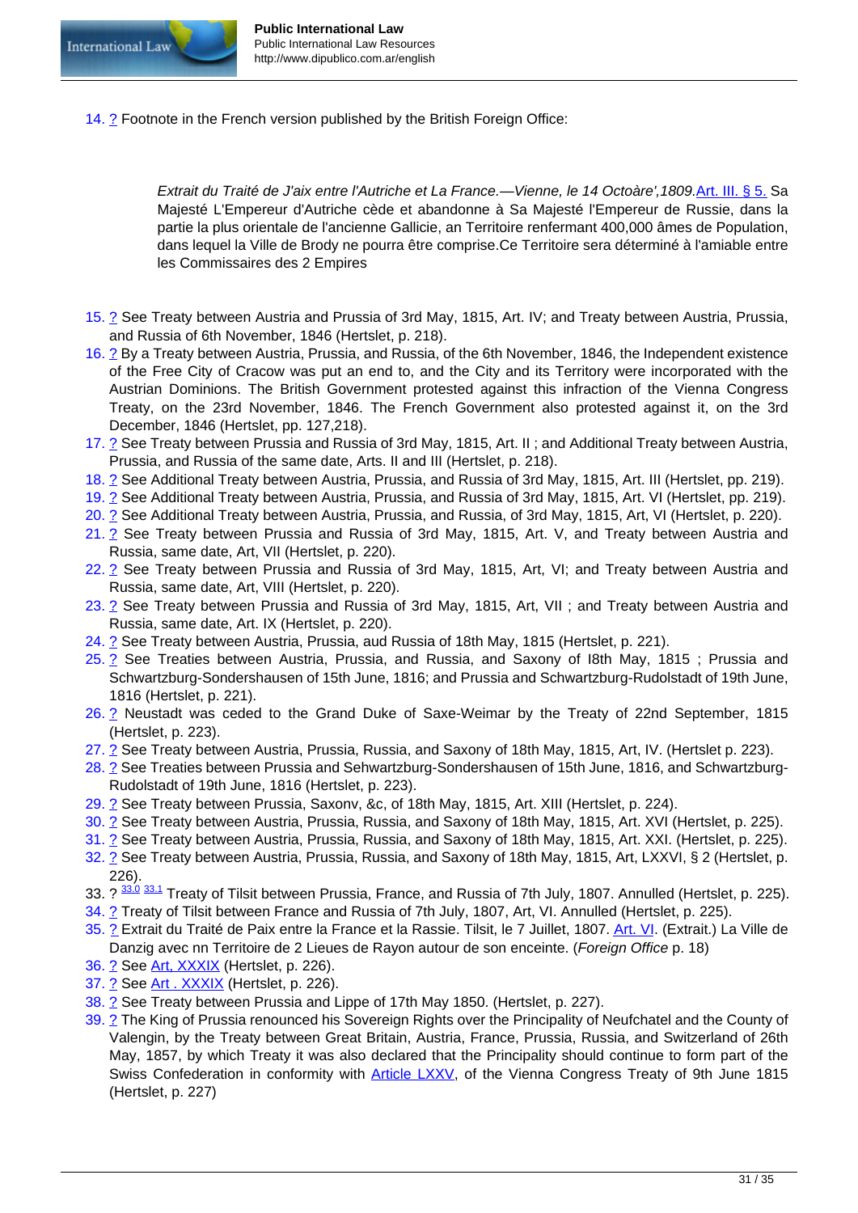14. ? Footnote in the French version published by the British Foreign Office:

> *Extrait du Traité de J'aix entre l'Autriche et La France.—Vienne, le 14 Octoàre',1809.*Art. III. § 5. Sa Majesté L'Empereur d'Autriche cède et abandonne à Sa Majesté l'Empereur de Russie, dans la partie la plus orientale de l'ancienne Gallicie, an Territoire renfermant 400,000 âmes de Population, dans lequel la Ville de Brody ne pourra être comprise.Ce Territoire sera déterminé à l'amiable entre les Commissaires des 2 Empires

15. ? See Treaty between Austria and Prussia of 3rd May, 1815, Art. IV; and Treaty between Austria, Prussia, and Russia of 6th November, 1846 (Hertslet, p. 218).
16. ? By a Treaty between Austria, Prussia, and Russia, of the 6th November, 1846, the Independent existence of the Free City of Cracow was put an end to, and the City and its Territory were incorporated with the Austrian Dominions. The British Government protested against this infraction of the Vienna Congress Treaty, on the 23rd November, 1846. The French Government also protested against it, on the 3rd December, 1846 (Hertslet, pp. 127,218).
17. ? See Treaty between Prussia and Russia of 3rd May, 1815, Art. II ; and Additional Treaty between Austria, Prussia, and Russia of the same date, Arts. II and III (Hertslet, p. 218).
18. ? See Additional Treaty between Austria, Prussia, and Russia of 3rd May, 1815, Art. III (Hertslet, pp. 219).
19. ? See Additional Treaty between Austria, Prussia, and Russia of 3rd May, 1815, Art. VI (Hertslet, pp. 219).
20. ? See Additional Treaty between Austria, Prussia, and Russia, of 3rd May, 1815, Art, VI (Hertslet, p. 220).
21. ? See Treaty between Prussia and Russia of 3rd May, 1815, Art. V, and Treaty between Austria and Russia, same date, Art, VII (Hertslet, p. 220).
22. ? See Treaty between Prussia and Russia of 3rd May, 1815, Art, VI; and Treaty between Austria and Russia, same date, Art, VIII (Hertslet, p. 220).
23. ? See Treaty between Prussia and Russia of 3rd May, 1815, Art, VII ; and Treaty between Austria and Russia, same date, Art. IX (Hertslet, p. 220).
24. ? See Treaty between Austria, Prussia, aud Russia of 18th May, 1815 (Hertslet, p. 221).
25. ? See Treaties between Austria, Prussia, and Russia, and Saxony of I8th May, 1815 ; Prussia and Schwartzburg-Sondershausen of 15th June, 1816; and Prussia and Schwartzburg-Rudolstadt of 19th June, 1816 (Hertslet, p. 221).
26. ? Neustadt was ceded to the Grand Duke of Saxe-Weimar by the Treaty of 22nd September, 1815 (Hertslet, p. 223).
27. ? See Treaty between Austria, Prussia, Russia, and Saxony of 18th May, 1815, Art, IV. (Hertslet p. 223).
28. ? See Treaties between Prussia and Sehwartzburg-Sondershausen of 15th June, 1816, and Schwartzburg-Rudolstadt of 19th June, 1816 (Hertslet, p. 223).
29. ? See Treaty between Prussia, Saxonv, &c, of 18th May, 1815, Art. XIII (Hertslet, p. 224).
30. ? See Treaty between Austria, Prussia, Russia, and Saxony of 18th May, 1815, Art. XVI (Hertslet, p. 225).
31. ? See Treaty between Austria, Prussia, Russia, and Saxony of 18th May, 1815, Art. XXI. (Hertslet, p. 225).
32. ? See Treaty between Austria, Prussia, Russia, and Saxony of 18th May, 1815, Art, LXXVI, § 2 (Hertslet, p. 226).
33. ? [33.0] [33.1] Treaty of Tilsit between Prussia, France, and Russia of 7th July, 1807. Annulled (Hertslet, p. 225).
34. ? Treaty of Tilsit between France and Russia of 7th July, 1807, Art, VI. Annulled (Hertslet, p. 225).
35. ? Extrait du Traité de Paix entre la France et la Rassie. Tilsit, le 7 Juillet, 1807. Art. VI. (Extrait.) La Ville de Danzig avec nn Territoire de 2 Lieues de Rayon autour de son enceinte. (*Foreign Office* p. 18)
36. ? See Art, XXXIX (Hertslet, p. 226).
37. ? See Art . XXXIX (Hertslet, p. 226).
38. ? See Treaty between Prussia and Lippe of 17th May 1850. (Hertslet, p. 227).
39. ? The King of Prussia renounced his Sovereign Rights over the Principality of Neufchatel and the County of Valengin, by the Treaty between Great Britain, Austria, France, Prussia, Russia, and Switzerland of 26th May, 1857, by which Treaty it was also declared that the Principality should continue to form part of the Swiss Confederation in conformity with Article LXXV, of the Vienna Congress Treaty of 9th June 1815 (Hertslet, p. 227)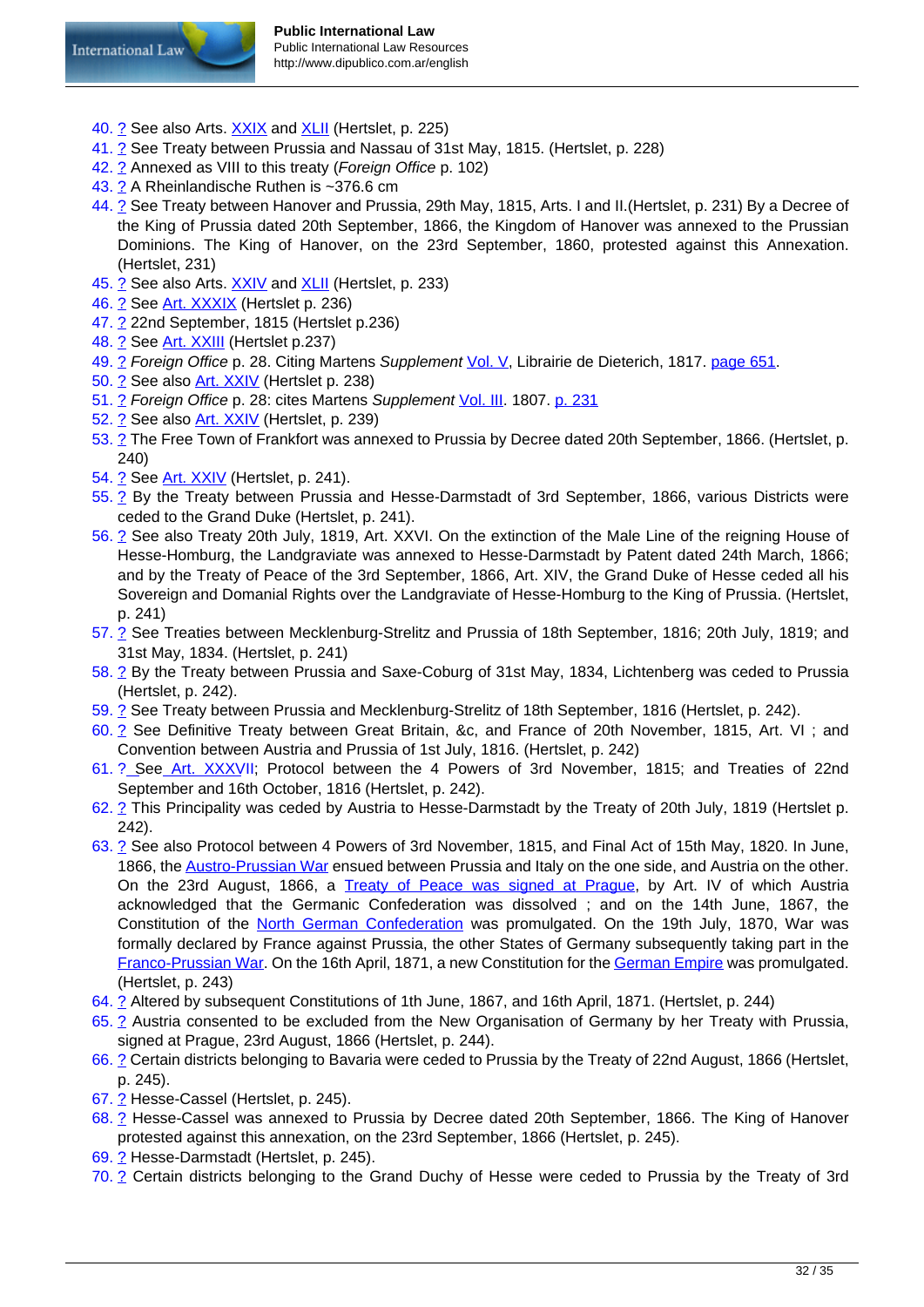40. ? See also Arts. XXIX and XLII (Hertslet, p. 225)
41. ? See Treaty between Prussia and Nassau of 31st May, 1815. (Hertslet, p. 228)
42. ? Annexed as VIII to this treaty (*Foreign Office* p. 102)
43. ? A Rheinlandische Ruthen is ~376.6 cm
44. ? See Treaty between Hanover and Prussia, 29th May, 1815, Arts. I and II.(Hertslet, p. 231) By a Decree of the King of Prussia dated 20th September, 1866, the Kingdom of Hanover was annexed to the Prussian Dominions. The King of Hanover, on the 23rd September, 1860, protested against this Annexation. (Hertslet, 231)
45. ? See also Arts. XXIV and XLII (Hertslet, p. 233)
46. ? See Art. XXXIX (Hertslet p. 236)
47. ? 22nd September, 1815 (Hertslet p.236)
48. ? See Art. XXIII (Hertslet p.237)
49. ? *Foreign Office* p. 28. Citing Martens *Supplement* Vol. V, Librairie de Dieterich, 1817. page 651.
50. ? See also Art. XXIV (Hertslet p. 238)
51. ? *Foreign Office* p. 28: cites Martens *Supplement* Vol. III. 1807. p. 231
52. ? See also Art. XXIV (Hertslet, p. 239)
53. ? The Free Town of Frankfort was annexed to Prussia by Decree dated 20th September, 1866. (Hertslet, p. 240)
54. ? See Art. XXIV (Hertslet, p. 241).
55. ? By the Treaty between Prussia and Hesse-Darmstadt of 3rd September, 1866, various Districts were ceded to the Grand Duke (Hertslet, p. 241).
56. ? See also Treaty 20th July, 1819, Art. XXVI. On the extinction of the Male Line of the reigning House of Hesse-Homburg, the Landgraviate was annexed to Hesse-Darmstadt by Patent dated 24th March, 1866; and by the Treaty of Peace of the 3rd September, 1866, Art. XIV, the Grand Duke of Hesse ceded all his Sovereign and Domanial Rights over the Landgraviate of Hesse-Homburg to the King of Prussia. (Hertslet, p. 241)
57. ? See Treaties between Mecklenburg-Strelitz and Prussia of 18th September, 1816; 20th July, 1819; and 31st May, 1834. (Hertslet, p. 241)
58. ? By the Treaty between Prussia and Saxe-Coburg of 31st May, 1834, Lichtenberg was ceded to Prussia (Hertslet, p. 242).
59. ? See Treaty between Prussia and Mecklenburg-Strelitz of 18th September, 1816 (Hertslet, p. 242).
60. ? See Definitive Treaty between Great Britain, &c, and France of 20th November, 1815, Art. VI ; and Convention between Austria and Prussia of 1st July, 1816. (Hertslet, p. 242)
61. ? See Art. XXXVII; Protocol between the 4 Powers of 3rd November, 1815; and Treaties of 22nd September and 16th October, 1816 (Hertslet, p. 242).
62. ? This Principality was ceded by Austria to Hesse-Darmstadt by the Treaty of 20th July, 1819 (Hertslet p. 242).
63. ? See also Protocol between 4 Powers of 3rd November, 1815, and Final Act of 15th May, 1820. In June, 1866, the Austro-Prussian War ensued between Prussia and Italy on the one side, and Austria on the other. On the 23rd August, 1866, a Treaty of Peace was signed at Prague, by Art. IV of which Austria acknowledged that the Germanic Confederation was dissolved ; and on the 14th June, 1867, the Constitution of the North German Confederation was promulgated. On the 19th July, 1870, War was formally declared by France against Prussia, the other States of Germany subsequently taking part in the Franco-Prussian War. On the 16th April, 1871, a new Constitution for the German Empire was promulgated. (Hertslet, p. 243)
64. ? Altered by subsequent Constitutions of 1th June, 1867, and 16th April, 1871. (Hertslet, p. 244)
65. ? Austria consented to be excluded from the New Organisation of Germany by her Treaty with Prussia, signed at Prague, 23rd August, 1866 (Hertslet, p. 244).
66. ? Certain districts belonging to Bavaria were ceded to Prussia by the Treaty of 22nd August, 1866 (Hertslet, p. 245).
67. ? Hesse-Cassel (Hertslet, p. 245).
68. ? Hesse-Cassel was annexed to Prussia by Decree dated 20th September, 1866. The King of Hanover protested against this annexation, on the 23rd September, 1866 (Hertslet, p. 245).
69. ? Hesse-Darmstadt (Hertslet, p. 245).
70. ? Certain districts belonging to the Grand Duchy of Hesse were ceded to Prussia by the Treaty of 3rd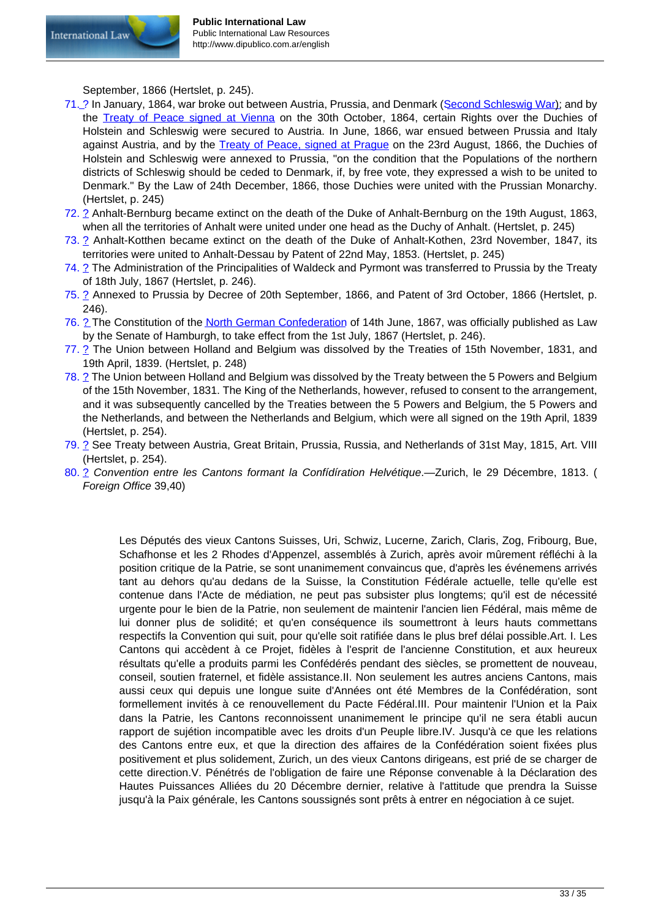September, 1866 (Hertslet, p. 245).

71. ? In January, 1864, war broke out between Austria, Prussia, and Denmark (Second Schleswig War); and by the Treaty of Peace signed at Vienna on the 30th October, 1864, certain Rights over the Duchies of Holstein and Schleswig were secured to Austria. In June, 1866, war ensued between Prussia and Italy against Austria, and by the Treaty of Peace, signed at Prague on the 23rd August, 1866, the Duchies of Holstein and Schleswig were annexed to Prussia, "on the condition that the Populations of the northern districts of Schleswig should be ceded to Denmark, if, by free vote, they expressed a wish to be united to Denmark." By the Law of 24th December, 1866, those Duchies were united with the Prussian Monarchy. (Hertslet, p. 245)
72. ? Anhalt-Bernburg became extinct on the death of the Duke of Anhalt-Bernburg on the 19th August, 1863, when all the territories of Anhalt were united under one head as the Duchy of Anhalt. (Hertslet, p. 245)
73. ? Anhalt-Kotthen became extinct on the death of the Duke of Anhalt-Kothen, 23rd November, 1847, its territories were united to Anhalt-Dessau by Patent of 22nd May, 1853. (Hertslet, p. 245)
74. ? The Administration of the Principalities of Waldeck and Pyrmont was transferred to Prussia by the Treaty of 18th July, 1867 (Hertslet, p. 246).
75. ? Annexed to Prussia by Decree of 20th September, 1866, and Patent of 3rd October, 1866 (Hertslet, p. 246).
76. ? The Constitution of the North German Confederation of 14th June, 1867, was officially published as Law by the Senate of Hamburgh, to take effect from the 1st July, 1867 (Hertslet, p. 246).
77. ? The Union between Holland and Belgium was dissolved by the Treaties of 15th November, 1831, and 19th April, 1839. (Hertslet, p. 248)
78. ? The Union between Holland and Belgium was dissolved by the Treaty between the 5 Powers and Belgium of the 15th November, 1831. The King of the Netherlands, however, refused to consent to the arrangement, and it was subsequently cancelled by the Treaties between the 5 Powers and Belgium, the 5 Powers and the Netherlands, and between the Netherlands and Belgium, which were all signed on the 19th April, 1839 (Hertslet, p. 254).
79. ? See Treaty between Austria, Great Britain, Prussia, Russia, and Netherlands of 31st May, 1815, Art. VIII (Hertslet, p. 254).
80. ? *Convention entre les Cantons formant la Confídíration Helvétique*.—Zurich, le 29 Décembre, 1813. ( *Foreign Office* 39,40)

Les Députés des vieux Cantons Suisses, Uri, Schwiz, Lucerne, Zarich, Claris, Zog, Fribourg, Bue, Schafhonse et les 2 Rhodes d'Appenzel, assemblés à Zurich, après avoir mûrement réfléchi à la position critique de la Patrie, se sont unanimement convaincus que, d'après les événemens arrivés tant au dehors qu'au dedans de la Suisse, la Constitution Fédérale actuelle, telle qu'elle est contenue dans l'Acte de médiation, ne peut pas subsister plus longtems; qu'il est de nécessité urgente pour le bien de la Patrie, non seulement de maintenir l'ancien lien Fédéral, mais même de lui donner plus de solidité; et qu'en conséquence ils soumettront à leurs hauts commettans respectifs la Convention qui suit, pour qu'elle soit ratifiée dans le plus bref délai possible.Art. I. Les Cantons qui accèdent à ce Projet, fidèles à l'esprit de l'ancienne Constitution, et aux heureux résultats qu'elle a produits parmi les Confédérés pendant des siècles, se promettent de nouveau, conseil, soutien fraternel, et fidèle assistance.II. Non seulement les autres anciens Cantons, mais aussi ceux qui depuis une longue suite d'Années ont été Membres de la Confédération, sont formellement invités à ce renouvellement du Pacte Fédéral.III. Pour maintenir l'Union et la Paix dans la Patrie, les Cantons reconnoissent unanimement le principe qu'il ne sera établi aucun rapport de sujétion incompatible avec les droits d'un Peuple libre.IV. Jusqu'à ce que les relations des Cantons entre eux, et que la direction des affaires de la Confédération soient fixées plus positivement et plus solidement, Zurich, un des vieux Cantons dirigeans, est prié de se charger de cette direction.V. Pénétrés de l'obligation de faire une Réponse convenable à la Déclaration des Hautes Puissances Alliées du 20 Décembre dernier, relative à l'attitude que prendra la Suisse jusqu'à la Paix générale, les Cantons soussignés sont prêts à entrer en négociation à ce sujet.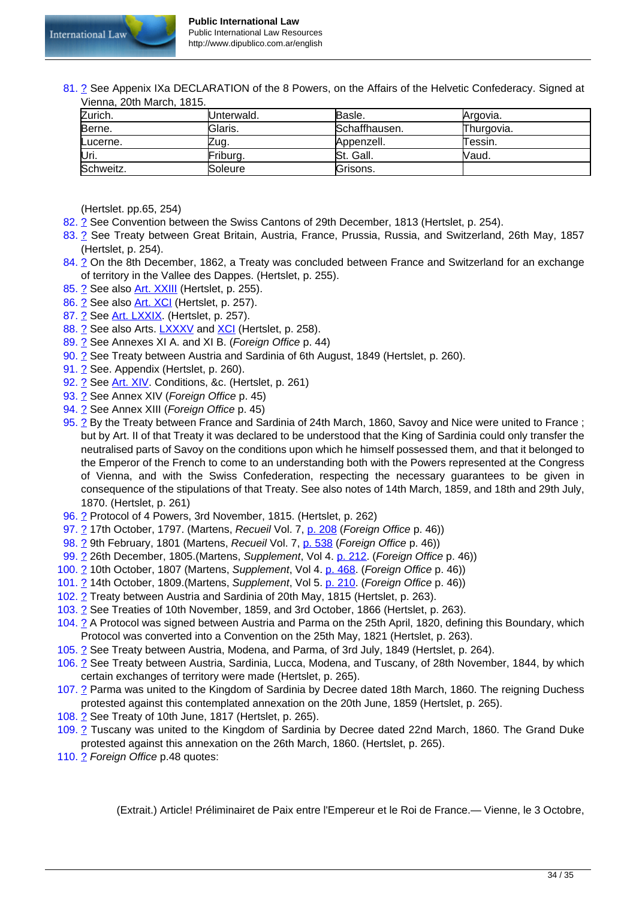81. ? See Appenix IXa DECLARATION of the 8 Powers, on the Affairs of the Helvetic Confederacy. Signed at Vienna, 20th March, 1815.

| Zurich. | Unterwald. | Basle. | Argovia. |
|---|---|---|---|
| Berne. | Glaris. | Schaffhausen. | Thurgovia. |
| Lucerne. | Zug. | Appenzell. | Tessin. |
| Uri. | Friburg. | St. Gall. | Vaud. |
| Schweitz. | Soleure | Grisons. | |

(Hertslet. pp.65, 254)

82. ? See Convention between the Swiss Cantons of 29th December, 1813 (Hertslet, p. 254).
83. ? See Treaty between Great Britain, Austria, France, Prussia, Russia, and Switzerland, 26th May, 1857 (Hertslet, p. 254).
84. ? On the 8th December, 1862, a Treaty was concluded between France and Switzerland for an exchange of territory in the Vallee des Dappes. (Hertslet, p. 255).
85. ? See also Art. XXIII (Hertslet, p. 255).
86. ? See also Art. XCI (Hertslet, p. 257).
87. ? See Art. LXXIX. (Hertslet, p. 257).
88. ? See also Arts. LXXXV and XCI (Hertslet, p. 258).
89. ? See Annexes XI A. and XI B. (*Foreign Office* p. 44)
90. ? See Treaty between Austria and Sardinia of 6th August, 1849 (Hertslet, p. 260).
91. ? See. Appendix (Hertslet, p. 260).
92. ? See Art. XIV. Conditions, &c. (Hertslet, p. 261)
93. ? See Annex XIV (*Foreign Office* p. 45)
94. ? See Annex XIII (*Foreign Office* p. 45)
95. ? By the Treaty between France and Sardinia of 24th March, 1860, Savoy and Nice were united to France ; but by Art. II of that Treaty it was declared to be understood that the King of Sardinia could only transfer the neutralised parts of Savoy on the conditions upon which he himself possessed them, and that it belonged to the Emperor of the French to come to an understanding both with the Powers represented at the Congress of Vienna, and with the Swiss Confederation, respecting the necessary guarantees to be given in consequence of the stipulations of that Treaty. See also notes of 14th March, 1859, and 18th and 29th July, 1870. (Hertslet, p. 261)
96. ? Protocol of 4 Powers, 3rd November, 1815. (Hertslet, p. 262)
97. ? 17th October, 1797. (Martens, *Recueil* Vol. 7, p. 208 (*Foreign Office* p. 46))
98. ? 9th February, 1801 (Martens, *Recueil* Vol. 7, p. 538 (*Foreign Office* p. 46))
99. ? 26th December, 1805.(Martens, *Supplement*, Vol 4. p. 212. (*Foreign Office* p. 46))
100. ? 10th October, 1807 (Martens, *Supplement*, Vol 4. p. 468. (*Foreign Office* p. 46))
101. ? 14th October, 1809.(Martens, *Supplement*, Vol 5. p. 210. (*Foreign Office* p. 46))
102. ? Treaty between Austria and Sardinia of 20th May, 1815 (Hertslet, p. 263).
103. ? See Treaties of 10th November, 1859, and 3rd October, 1866 (Hertslet, p. 263).
104. ? A Protocol was signed between Austria and Parma on the 25th April, 1820, defining this Boundary, which Protocol was converted into a Convention on the 25th May, 1821 (Hertslet, p. 263).
105. ? See Treaty between Austria, Modena, and Parma, of 3rd July, 1849 (Hertslet, p. 264).
106. ? See Treaty between Austria, Sardinia, Lucca, Modena, and Tuscany, of 28th November, 1844, by which certain exchanges of territory were made (Hertslet, p. 265).
107. ? Parma was united to the Kingdom of Sardinia by Decree dated 18th March, 1860. The reigning Duchess protested against this contemplated annexation on the 20th June, 1859 (Hertslet, p. 265).
108. ? See Treaty of 10th June, 1817 (Hertslet, p. 265).
109. ? Tuscany was united to the Kingdom of Sardinia by Decree dated 22nd March, 1860. The Grand Duke protested against this annexation on the 26th March, 1860. (Hertslet, p. 265).
110. ? *Foreign Office* p.48 quotes:

(Extrait.) Article! Préliminairet de Paix entre l'Empereur et le Roi de France.— Vienne, le 3 Octobre,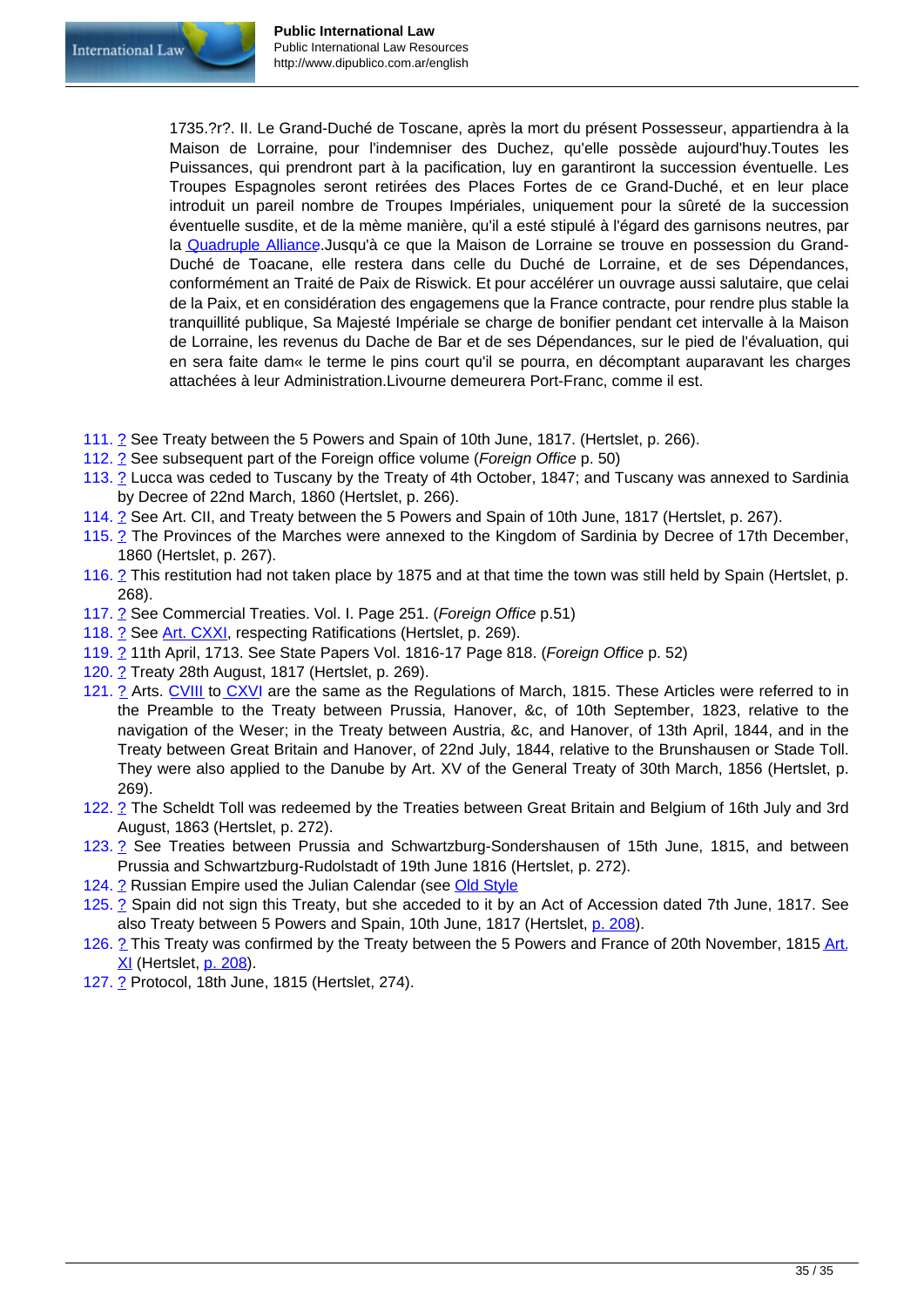1735.?r?. II. Le Grand-Duché de Toscane, après la mort du présent Possesseur, appartiendra à la Maison de Lorraine, pour l'indemniser des Duchez, qu'elle possède aujourd'huy.Toutes les Puissances, qui prendront part à la pacification, luy en garantiront la succession éventuelle. Les Troupes Espagnoles seront retirées des Places Fortes de ce Grand-Duché, et en leur place introduit un pareil nombre de Troupes Impériales, uniquement pour la sûreté de la succession éventuelle susdite, et de la mème manière, qu'il a esté stipulé à l'égard des garnisons neutres, par la Quadruple Alliance.Jusqu'à ce que la Maison de Lorraine se trouve en possession du Grand-Duché de Toacane, elle restera dans celle du Duché de Lorraine, et de ses Dépendances, conformément an Traité de Paix de Riswick. Et pour accélérer un ouvrage aussi salutaire, que celai de la Paix, et en considération des engagemens que la France contracte, pour rendre plus stable la tranquillité publique, Sa Majesté Impériale se charge de bonifier pendant cet intervalle à la Maison de Lorraine, les revenus du Dache de Bar et de ses Dépendances, sur le pied de l'évaluation, qui en sera faite dam« le terme le pins court qu'il se pourra, en décomptant auparavant les charges attachées à leur Administration.Livourne demeurera Port-Franc, comme il est.

111. ? See Treaty between the 5 Powers and Spain of 10th June, 1817. (Hertslet, p. 266).
112. ? See subsequent part of the Foreign office volume (*Foreign Office* p. 50)
113. ? Lucca was ceded to Tuscany by the Treaty of 4th October, 1847; and Tuscany was annexed to Sardinia by Decree of 22nd March, 1860 (Hertslet, p. 266).
114. ? See Art. CII, and Treaty between the 5 Powers and Spain of 10th June, 1817 (Hertslet, p. 267).
115. ? The Provinces of the Marches were annexed to the Kingdom of Sardinia by Decree of 17th December, 1860 (Hertslet, p. 267).
116. ? This restitution had not taken place by 1875 and at that time the town was still held by Spain (Hertslet, p. 268).
117. ? See Commercial Treaties. Vol. I. Page 251. (*Foreign Office* p.51)
118. ? See Art. CXXI, respecting Ratifications (Hertslet, p. 269).
119. ? 11th April, 1713. See State Papers Vol. 1816-17 Page 818. (*Foreign Office* p. 52)
120. ? Treaty 28th August, 1817 (Hertslet, p. 269).
121. ? Arts. CVIII to CXVI are the same as the Regulations of March, 1815. These Articles were referred to in the Preamble to the Treaty between Prussia, Hanover, &c, of 10th September, 1823, relative to the navigation of the Weser; in the Treaty between Austria, &c, and Hanover, of 13th April, 1844, and in the Treaty between Great Britain and Hanover, of 22nd July, 1844, relative to the Brunshausen or Stade Toll. They were also applied to the Danube by Art. XV of the General Treaty of 30th March, 1856 (Hertslet, p. 269).
122. ? The Scheldt Toll was redeemed by the Treaties between Great Britain and Belgium of 16th July and 3rd August, 1863 (Hertslet, p. 272).
123. ? See Treaties between Prussia and Schwartzburg-Sondershausen of 15th June, 1815, and between Prussia and Schwartzburg-Rudolstadt of 19th June 1816 (Hertslet, p. 272).
124. ? Russian Empire used the Julian Calendar (see Old Style
125. ? Spain did not sign this Treaty, but she acceded to it by an Act of Accession dated 7th June, 1817. See also Treaty between 5 Powers and Spain, 10th June, 1817 (Hertslet, p. 208).
126. ? This Treaty was confirmed by the Treaty between the 5 Powers and France of 20th November, 1815 Art. XI (Hertslet, p. 208).
127. ? Protocol, 18th June, 1815 (Hertslet, 274).